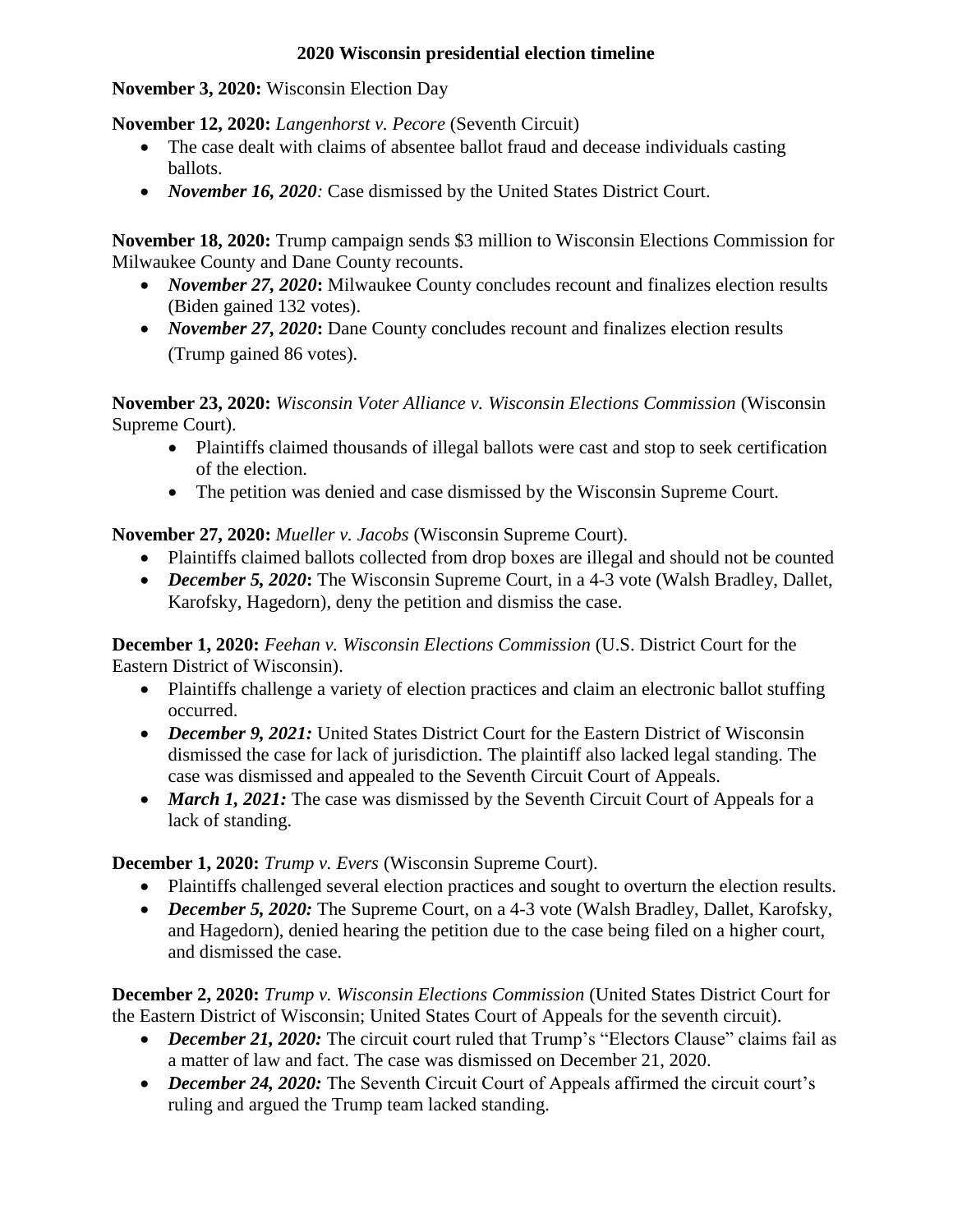**2020 Wisconsin presidential election timeline**

**November 3, 2020:** Wisconsin Election Day

**November 12, 2020:** *Langenhorst v. Pecore* (Seventh Circuit)

- The case dealt with claims of absentee ballot fraud and decease individuals casting ballots.
- ***November 16, 2020:*** Case dismissed by the United States District Court.

**November 18, 2020:** Trump campaign sends $3 million to Wisconsin Elections Commission for Milwaukee County and Dane County recounts.

- ***November 27, 2020*:** Milwaukee County concludes recount and finalizes election results (Biden gained 132 votes).
- ***November 27, 2020*:** Dane County concludes recount and finalizes election results (Trump gained 86 votes).

**November 23, 2020:** *Wisconsin Voter Alliance v. Wisconsin Elections Commission* (Wisconsin Supreme Court).

- Plaintiffs claimed thousands of illegal ballots were cast and stop to seek certification of the election.
- The petition was denied and case dismissed by the Wisconsin Supreme Court.

**November 27, 2020:** *Mueller v. Jacobs* (Wisconsin Supreme Court).

- Plaintiffs claimed ballots collected from drop boxes are illegal and should not be counted
- ***December 5, 2020*:** The Wisconsin Supreme Court, in a 4-3 vote (Walsh Bradley, Dallet, Karofsky, Hagedorn), deny the petition and dismiss the case.

**December 1, 2020:** *Feehan v. Wisconsin Elections Commission* (U.S. District Court for the Eastern District of Wisconsin).

- Plaintiffs challenge a variety of election practices and claim an electronic ballot stuffing occurred.
- ***December 9, 2021:*** United States District Court for the Eastern District of Wisconsin dismissed the case for lack of jurisdiction. The plaintiff also lacked legal standing. The case was dismissed and appealed to the Seventh Circuit Court of Appeals.
- ***March 1, 2021:*** The case was dismissed by the Seventh Circuit Court of Appeals for a lack of standing.

**December 1, 2020:** *Trump v. Evers* (Wisconsin Supreme Court).

- Plaintiffs challenged several election practices and sought to overturn the election results.
- ***December 5, 2020:*** The Supreme Court, on a 4-3 vote (Walsh Bradley, Dallet, Karofsky, and Hagedorn), denied hearing the petition due to the case being filed on a higher court, and dismissed the case.

**December 2, 2020:** *Trump v. Wisconsin Elections Commission* (United States District Court for the Eastern District of Wisconsin; United States Court of Appeals for the seventh circuit).

- ***December 21, 2020:*** The circuit court ruled that Trump's "Electors Clause" claims fail as a matter of law and fact. The case was dismissed on December 21, 2020.
- ***December 24, 2020:*** The Seventh Circuit Court of Appeals affirmed the circuit court's ruling and argued the Trump team lacked standing.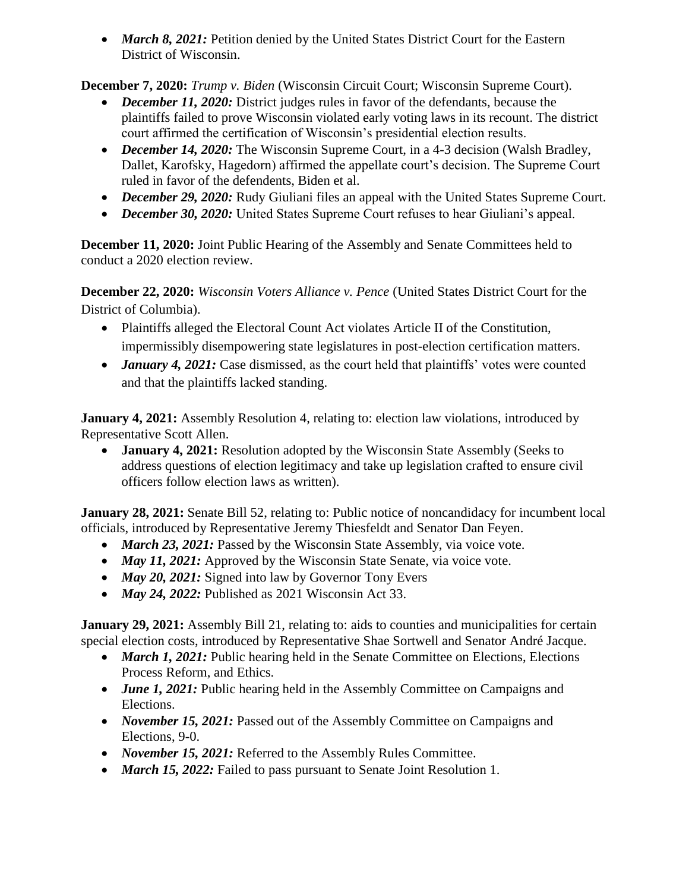- ***March 8, 2021:*** Petition denied by the United States District Court for the Eastern District of Wisconsin.

**December 7, 2020:** *Trump v. Biden* (Wisconsin Circuit Court; Wisconsin Supreme Court).

- ***December 11, 2020:*** District judges rules in favor of the defendants, because the plaintiffs failed to prove Wisconsin violated early voting laws in its recount. The district court affirmed the certification of Wisconsin's presidential election results.
- ***December 14, 2020:*** The Wisconsin Supreme Court, in a 4-3 decision (Walsh Bradley, Dallet, Karofsky, Hagedorn) affirmed the appellate court's decision. The Supreme Court ruled in favor of the defendents, Biden et al.
- ***December 29, 2020:*** Rudy Giuliani files an appeal with the United States Supreme Court.
- ***December 30, 2020:*** United States Supreme Court refuses to hear Giuliani's appeal.

**December 11, 2020:** Joint Public Hearing of the Assembly and Senate Committees held to conduct a 2020 election review.

**December 22, 2020:** *Wisconsin Voters Alliance v. Pence* (United States District Court for the District of Columbia).

- Plaintiffs alleged the Electoral Count Act violates Article II of the Constitution, impermissibly disempowering state legislatures in post-election certification matters.
- ***January 4, 2021:*** Case dismissed, as the court held that plaintiffs' votes were counted and that the plaintiffs lacked standing.

**January 4, 2021:** Assembly Resolution 4, relating to: election law violations, introduced by Representative Scott Allen.

- **January 4, 2021:** Resolution adopted by the Wisconsin State Assembly (Seeks to address questions of election legitimacy and take up legislation crafted to ensure civil officers follow election laws as written).

**January 28, 2021:** Senate Bill 52, relating to: Public notice of noncandidacy for incumbent local officials, introduced by Representative Jeremy Thiesfeldt and Senator Dan Feyen.

- ***March 23, 2021:*** Passed by the Wisconsin State Assembly, via voice vote.
- ***May 11, 2021:*** Approved by the Wisconsin State Senate, via voice vote.
- ***May 20, 2021:*** Signed into law by Governor Tony Evers
- ***May 24, 2022:*** Published as 2021 Wisconsin Act 33.

**January 29, 2021:** Assembly Bill 21, relating to: aids to counties and municipalities for certain special election costs, introduced by Representative Shae Sortwell and Senator André Jacque.

- ***March 1, 2021:*** Public hearing held in the Senate Committee on Elections, Elections Process Reform, and Ethics.
- ***June 1, 2021:*** Public hearing held in the Assembly Committee on Campaigns and Elections.
- ***November 15, 2021:*** Passed out of the Assembly Committee on Campaigns and Elections, 9-0.
- ***November 15, 2021:*** Referred to the Assembly Rules Committee.
- ***March 15, 2022:*** Failed to pass pursuant to Senate Joint Resolution 1.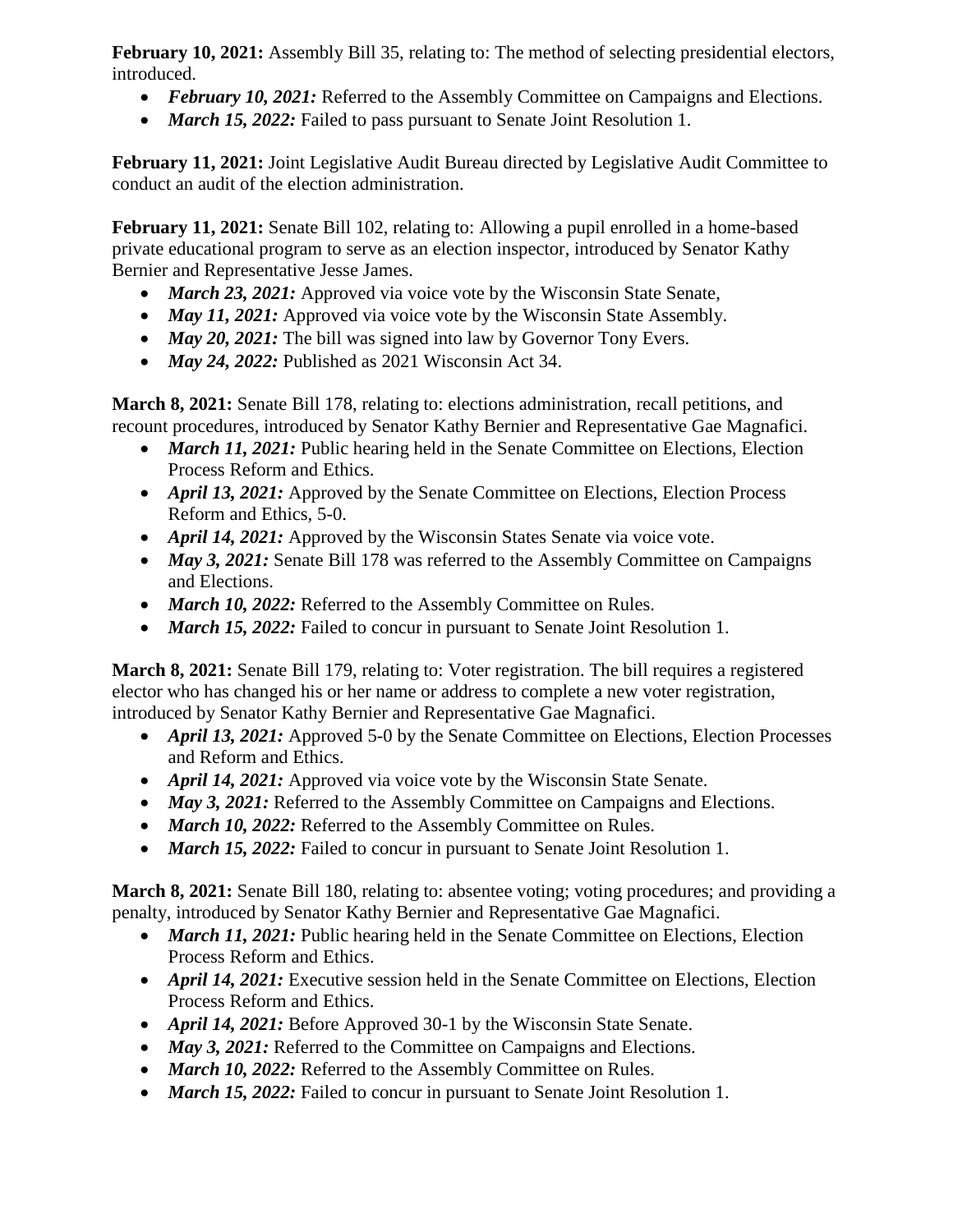**February 10, 2021:** Assembly Bill 35, relating to: The method of selecting presidential electors, introduced.

- ***February 10, 2021:*** Referred to the Assembly Committee on Campaigns and Elections.
- ***March 15, 2022:*** Failed to pass pursuant to Senate Joint Resolution 1.

**February 11, 2021:** Joint Legislative Audit Bureau directed by Legislative Audit Committee to conduct an audit of the election administration.

**February 11, 2021:** Senate Bill 102, relating to: Allowing a pupil enrolled in a home-based private educational program to serve as an election inspector, introduced by Senator Kathy Bernier and Representative Jesse James.

- ***March 23, 2021:*** Approved via voice vote by the Wisconsin State Senate,
- ***May 11, 2021:*** Approved via voice vote by the Wisconsin State Assembly.
- ***May 20, 2021:*** The bill was signed into law by Governor Tony Evers.
- ***May 24, 2022:*** Published as 2021 Wisconsin Act 34.

**March 8, 2021:** Senate Bill 178, relating to: elections administration, recall petitions, and recount procedures, introduced by Senator Kathy Bernier and Representative Gae Magnafici.

- ***March 11, 2021:*** Public hearing held in the Senate Committee on Elections, Election Process Reform and Ethics.
- ***April 13, 2021:*** Approved by the Senate Committee on Elections, Election Process Reform and Ethics, 5-0.
- ***April 14, 2021:*** Approved by the Wisconsin States Senate via voice vote.
- ***May 3, 2021:*** Senate Bill 178 was referred to the Assembly Committee on Campaigns and Elections.
- ***March 10, 2022:*** Referred to the Assembly Committee on Rules.
- ***March 15, 2022:*** Failed to concur in pursuant to Senate Joint Resolution 1.

**March 8, 2021:** Senate Bill 179, relating to: Voter registration. The bill requires a registered elector who has changed his or her name or address to complete a new voter registration, introduced by Senator Kathy Bernier and Representative Gae Magnafici.

- ***April 13, 2021:*** Approved 5-0 by the Senate Committee on Elections, Election Processes and Reform and Ethics.
- ***April 14, 2021:*** Approved via voice vote by the Wisconsin State Senate.
- ***May 3, 2021:*** Referred to the Assembly Committee on Campaigns and Elections.
- ***March 10, 2022:*** Referred to the Assembly Committee on Rules.
- ***March 15, 2022:*** Failed to concur in pursuant to Senate Joint Resolution 1.

**March 8, 2021:** Senate Bill 180, relating to: absentee voting; voting procedures; and providing a penalty, introduced by Senator Kathy Bernier and Representative Gae Magnafici.

- ***March 11, 2021:*** Public hearing held in the Senate Committee on Elections, Election Process Reform and Ethics.
- ***April 14, 2021:*** Executive session held in the Senate Committee on Elections, Election Process Reform and Ethics.
- ***April 14, 2021:*** Before Approved 30-1 by the Wisconsin State Senate.
- ***May 3, 2021:*** Referred to the Committee on Campaigns and Elections.
- ***March 10, 2022:*** Referred to the Assembly Committee on Rules.
- ***March 15, 2022:*** Failed to concur in pursuant to Senate Joint Resolution 1.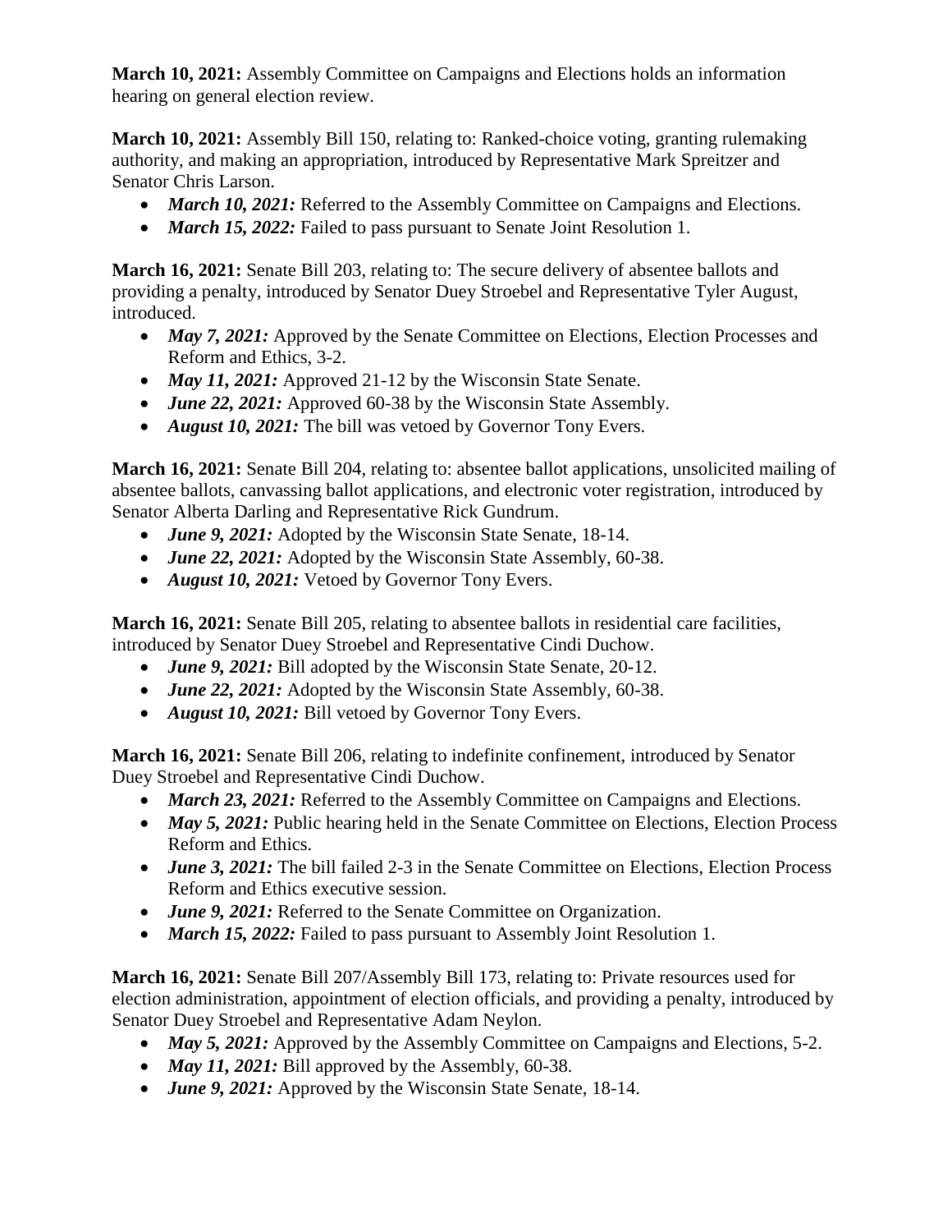**March 10, 2021:** Assembly Committee on Campaigns and Elections holds an information hearing on general election review.

**March 10, 2021:** Assembly Bill 150, relating to: Ranked-choice voting, granting rulemaking authority, and making an appropriation, introduced by Representative Mark Spreitzer and Senator Chris Larson.

- ***March 10, 2021:*** Referred to the Assembly Committee on Campaigns and Elections.
- ***March 15, 2022:*** Failed to pass pursuant to Senate Joint Resolution 1.

**March 16, 2021:** Senate Bill 203, relating to: The secure delivery of absentee ballots and providing a penalty, introduced by Senator Duey Stroebel and Representative Tyler August, introduced.

- ***May 7, 2021:*** Approved by the Senate Committee on Elections, Election Processes and Reform and Ethics, 3-2.
- ***May 11, 2021:*** Approved 21-12 by the Wisconsin State Senate.
- ***June 22, 2021:*** Approved 60-38 by the Wisconsin State Assembly.
- ***August 10, 2021:*** The bill was vetoed by Governor Tony Evers.

**March 16, 2021:** Senate Bill 204, relating to: absentee ballot applications, unsolicited mailing of absentee ballots, canvassing ballot applications, and electronic voter registration, introduced by Senator Alberta Darling and Representative Rick Gundrum.

- ***June 9, 2021:*** Adopted by the Wisconsin State Senate, 18-14.
- ***June 22, 2021:*** Adopted by the Wisconsin State Assembly, 60-38.
- ***August 10, 2021:*** Vetoed by Governor Tony Evers.

**March 16, 2021:** Senate Bill 205, relating to absentee ballots in residential care facilities, introduced by Senator Duey Stroebel and Representative Cindi Duchow.

- ***June 9, 2021:*** Bill adopted by the Wisconsin State Senate, 20-12.
- ***June 22, 2021:*** Adopted by the Wisconsin State Assembly, 60-38.
- ***August 10, 2021:*** Bill vetoed by Governor Tony Evers.

**March 16, 2021:** Senate Bill 206, relating to indefinite confinement, introduced by Senator Duey Stroebel and Representative Cindi Duchow.

- ***March 23, 2021:*** Referred to the Assembly Committee on Campaigns and Elections.
- ***May 5, 2021:*** Public hearing held in the Senate Committee on Elections, Election Process Reform and Ethics.
- ***June 3, 2021:*** The bill failed 2-3 in the Senate Committee on Elections, Election Process Reform and Ethics executive session.
- ***June 9, 2021:*** Referred to the Senate Committee on Organization.
- ***March 15, 2022:*** Failed to pass pursuant to Assembly Joint Resolution 1.

**March 16, 2021:** Senate Bill 207/Assembly Bill 173, relating to: Private resources used for election administration, appointment of election officials, and providing a penalty, introduced by Senator Duey Stroebel and Representative Adam Neylon.

- ***May 5, 2021:*** Approved by the Assembly Committee on Campaigns and Elections, 5-2.
- ***May 11, 2021:*** Bill approved by the Assembly, 60-38.
- ***June 9, 2021:*** Approved by the Wisconsin State Senate, 18-14.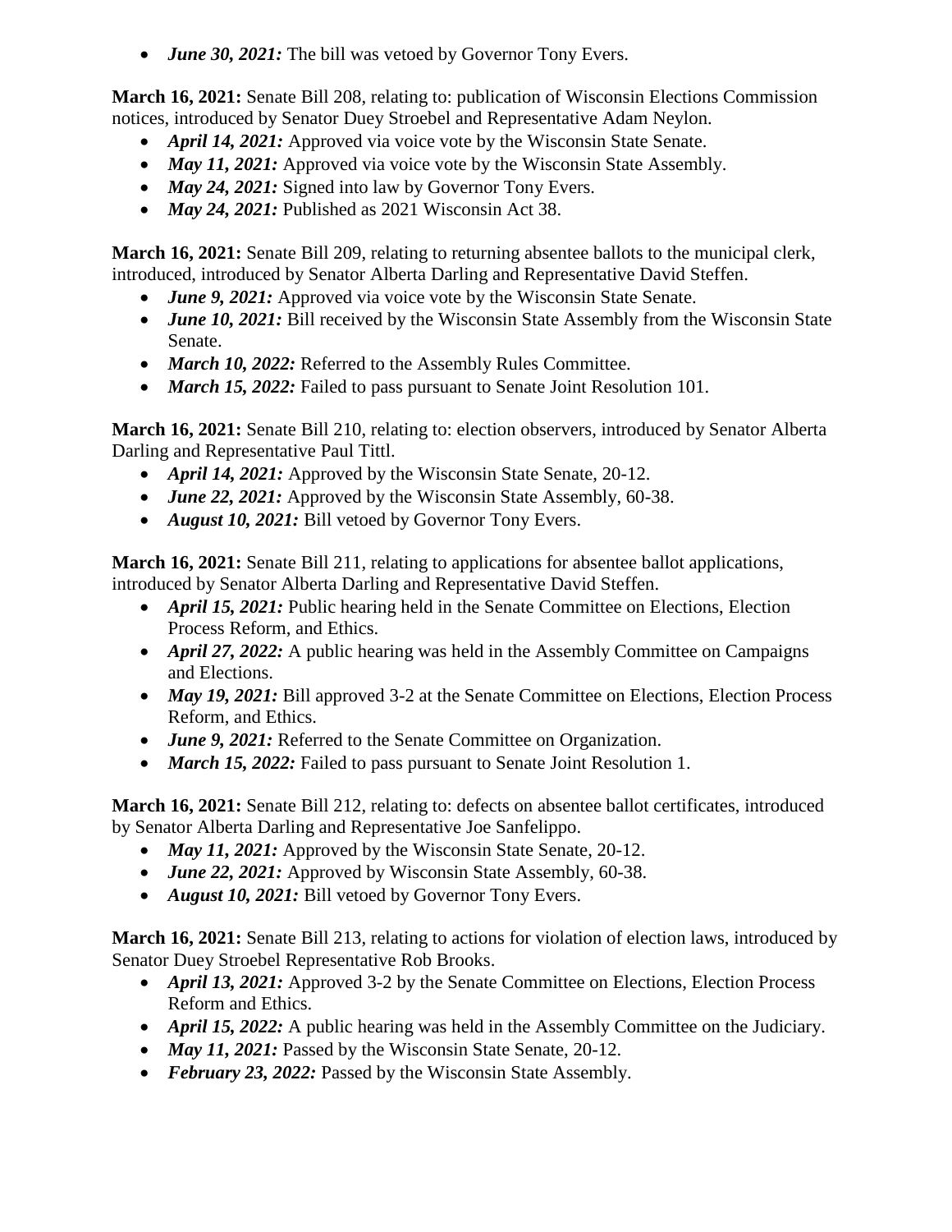- ***June 30, 2021:*** The bill was vetoed by Governor Tony Evers.

**March 16, 2021:** Senate Bill 208, relating to: publication of Wisconsin Elections Commission notices, introduced by Senator Duey Stroebel and Representative Adam Neylon.

- ***April 14, 2021:*** Approved via voice vote by the Wisconsin State Senate.
- ***May 11, 2021:*** Approved via voice vote by the Wisconsin State Assembly.
- ***May 24, 2021:*** Signed into law by Governor Tony Evers.
- ***May 24, 2021:*** Published as 2021 Wisconsin Act 38.

**March 16, 2021:** Senate Bill 209, relating to returning absentee ballots to the municipal clerk, introduced, introduced by Senator Alberta Darling and Representative David Steffen.

- ***June 9, 2021:*** Approved via voice vote by the Wisconsin State Senate.
- ***June 10, 2021:*** Bill received by the Wisconsin State Assembly from the Wisconsin State Senate.
- ***March 10, 2022:*** Referred to the Assembly Rules Committee.
- ***March 15, 2022:*** Failed to pass pursuant to Senate Joint Resolution 101.

**March 16, 2021:** Senate Bill 210, relating to: election observers, introduced by Senator Alberta Darling and Representative Paul Tittl.

- ***April 14, 2021:*** Approved by the Wisconsin State Senate, 20-12.
- ***June 22, 2021:*** Approved by the Wisconsin State Assembly, 60-38.
- ***August 10, 2021:*** Bill vetoed by Governor Tony Evers.

**March 16, 2021:** Senate Bill 211, relating to applications for absentee ballot applications, introduced by Senator Alberta Darling and Representative David Steffen.

- ***April 15, 2021:*** Public hearing held in the Senate Committee on Elections, Election Process Reform, and Ethics.
- ***April 27, 2022:*** A public hearing was held in the Assembly Committee on Campaigns and Elections.
- ***May 19, 2021:*** Bill approved 3-2 at the Senate Committee on Elections, Election Process Reform, and Ethics.
- ***June 9, 2021:*** Referred to the Senate Committee on Organization.
- ***March 15, 2022:*** Failed to pass pursuant to Senate Joint Resolution 1.

**March 16, 2021:** Senate Bill 212, relating to: defects on absentee ballot certificates, introduced by Senator Alberta Darling and Representative Joe Sanfelippo.

- ***May 11, 2021:*** Approved by the Wisconsin State Senate, 20-12.
- ***June 22, 2021:*** Approved by Wisconsin State Assembly, 60-38.
- ***August 10, 2021:*** Bill vetoed by Governor Tony Evers.

**March 16, 2021:** Senate Bill 213, relating to actions for violation of election laws, introduced by Senator Duey Stroebel Representative Rob Brooks.

- ***April 13, 2021:*** Approved 3-2 by the Senate Committee on Elections, Election Process Reform and Ethics.
- ***April 15, 2022:*** A public hearing was held in the Assembly Committee on the Judiciary.
- ***May 11, 2021:*** Passed by the Wisconsin State Senate, 20-12.
- ***February 23, 2022:*** Passed by the Wisconsin State Assembly.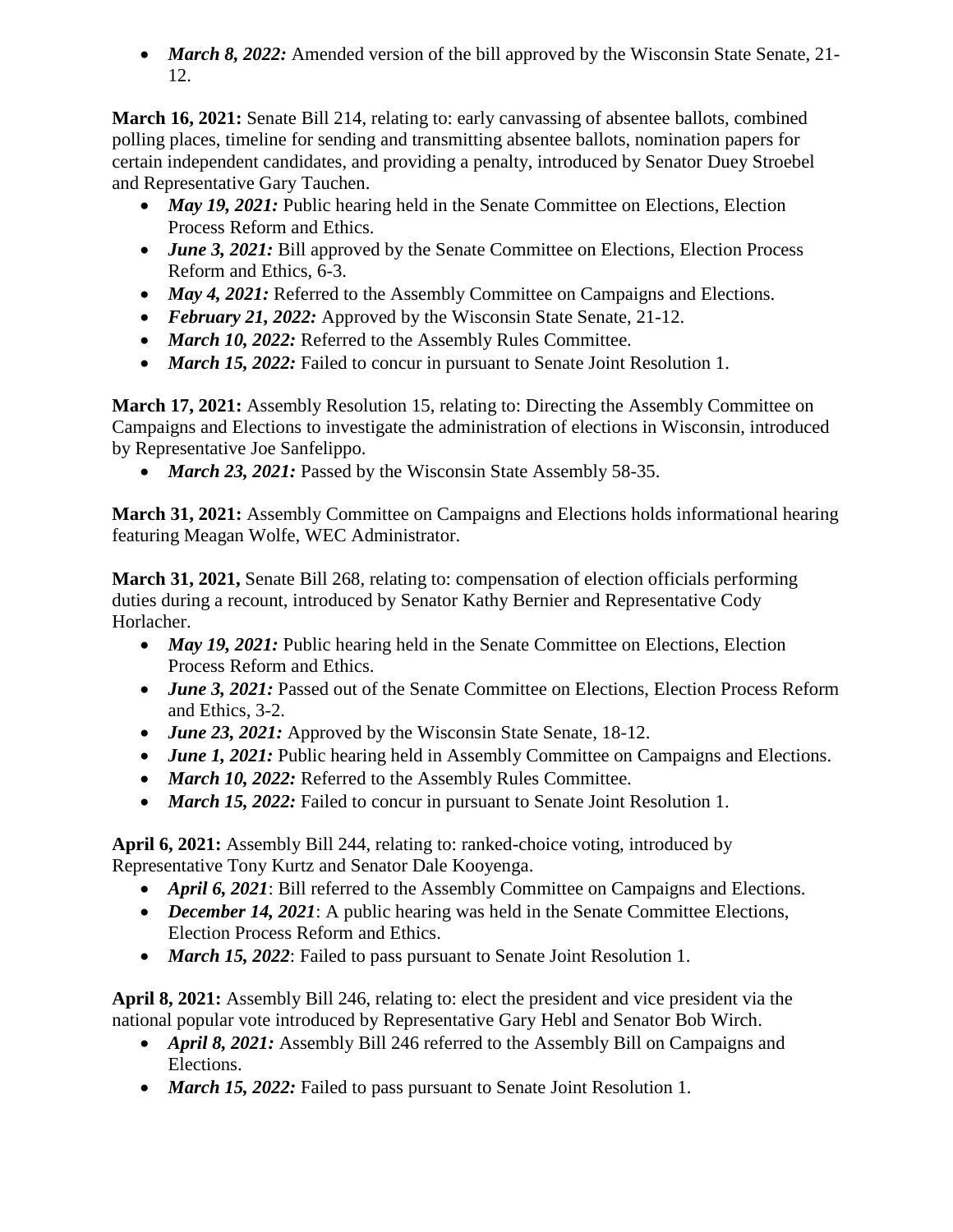- ***March 8, 2022:*** Amended version of the bill approved by the Wisconsin State Senate, 21-12.

**March 16, 2021:** Senate Bill 214, relating to: early canvassing of absentee ballots, combined polling places, timeline for sending and transmitting absentee ballots, nomination papers for certain independent candidates, and providing a penalty, introduced by Senator Duey Stroebel and Representative Gary Tauchen.

- ***May 19, 2021:*** Public hearing held in the Senate Committee on Elections, Election Process Reform and Ethics.
- ***June 3, 2021:*** Bill approved by the Senate Committee on Elections, Election Process Reform and Ethics, 6-3.
- ***May 4, 2021:*** Referred to the Assembly Committee on Campaigns and Elections.
- ***February 21, 2022:*** Approved by the Wisconsin State Senate, 21-12.
- ***March 10, 2022:*** Referred to the Assembly Rules Committee.
- ***March 15, 2022:*** Failed to concur in pursuant to Senate Joint Resolution 1.

**March 17, 2021:** Assembly Resolution 15, relating to: Directing the Assembly Committee on Campaigns and Elections to investigate the administration of elections in Wisconsin, introduced by Representative Joe Sanfelippo.

- ***March 23, 2021:*** Passed by the Wisconsin State Assembly 58-35.

**March 31, 2021:** Assembly Committee on Campaigns and Elections holds informational hearing featuring Meagan Wolfe, WEC Administrator.

**March 31, 2021,** Senate Bill 268, relating to: compensation of election officials performing duties during a recount, introduced by Senator Kathy Bernier and Representative Cody Horlacher.

- ***May 19, 2021:*** Public hearing held in the Senate Committee on Elections, Election Process Reform and Ethics.
- ***June 3, 2021:*** Passed out of the Senate Committee on Elections, Election Process Reform and Ethics, 3-2.
- ***June 23, 2021:*** Approved by the Wisconsin State Senate, 18-12.
- ***June 1, 2021:*** Public hearing held in Assembly Committee on Campaigns and Elections.
- ***March 10, 2022:*** Referred to the Assembly Rules Committee.
- ***March 15, 2022:*** Failed to concur in pursuant to Senate Joint Resolution 1.

**April 6, 2021:** Assembly Bill 244, relating to: ranked-choice voting, introduced by Representative Tony Kurtz and Senator Dale Kooyenga.

- ***April 6, 2021***: Bill referred to the Assembly Committee on Campaigns and Elections.
- ***December 14, 2021***: A public hearing was held in the Senate Committee Elections, Election Process Reform and Ethics.
- ***March 15, 2022***: Failed to pass pursuant to Senate Joint Resolution 1.

**April 8, 2021:** Assembly Bill 246, relating to: elect the president and vice president via the national popular vote introduced by Representative Gary Hebl and Senator Bob Wirch.

- ***April 8, 2021:*** Assembly Bill 246 referred to the Assembly Bill on Campaigns and Elections.
- ***March 15, 2022:*** Failed to pass pursuant to Senate Joint Resolution 1.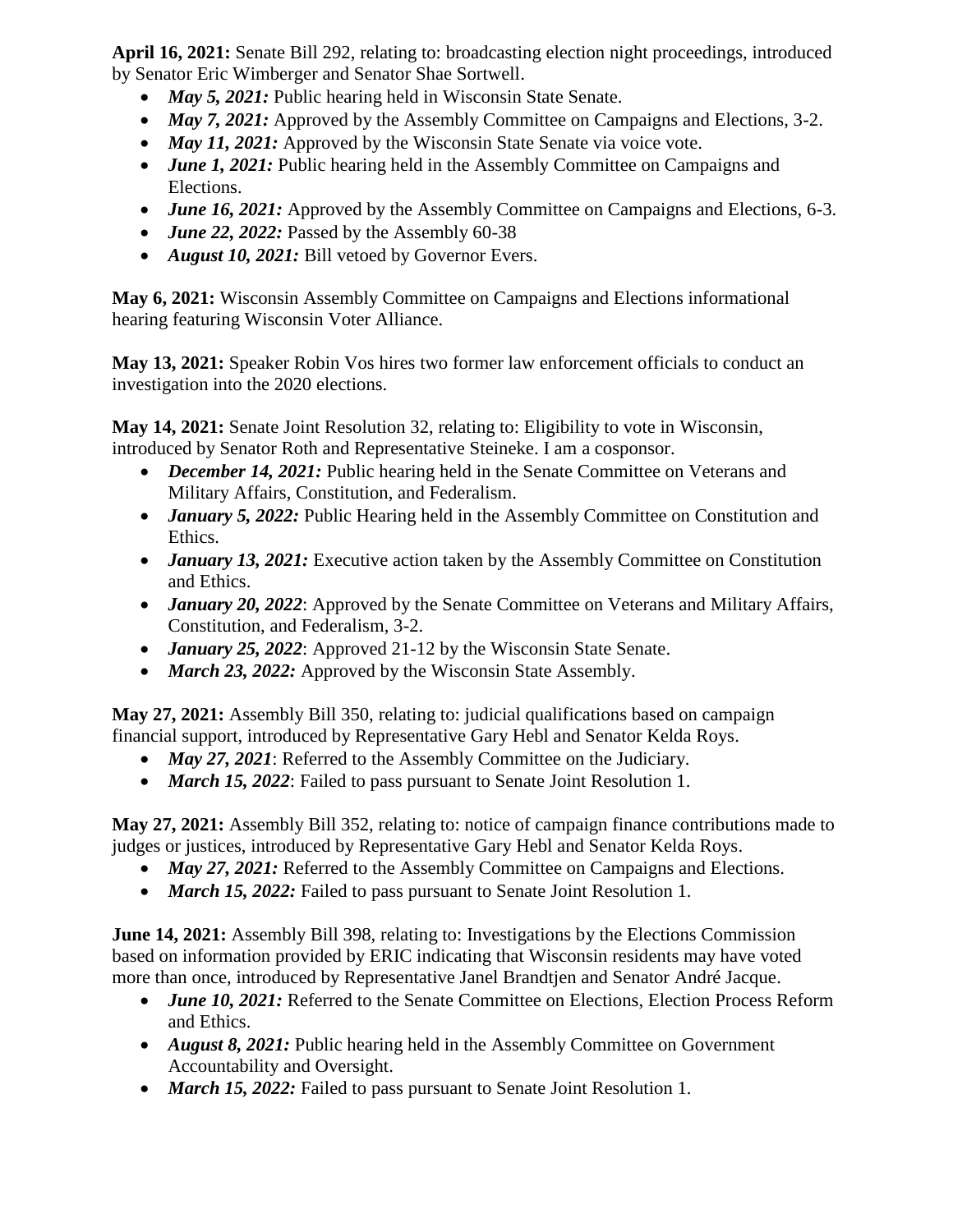**April 16, 2021:** Senate Bill 292, relating to: broadcasting election night proceedings, introduced by Senator Eric Wimberger and Senator Shae Sortwell.

- ***May 5, 2021:*** Public hearing held in Wisconsin State Senate.
- ***May 7, 2021:*** Approved by the Assembly Committee on Campaigns and Elections, 3-2.
- ***May 11, 2021:*** Approved by the Wisconsin State Senate via voice vote.
- ***June 1, 2021:*** Public hearing held in the Assembly Committee on Campaigns and Elections.
- ***June 16, 2021:*** Approved by the Assembly Committee on Campaigns and Elections, 6-3.
- ***June 22, 2022:*** Passed by the Assembly 60-38
- ***August 10, 2021:*** Bill vetoed by Governor Evers.

**May 6, 2021:** Wisconsin Assembly Committee on Campaigns and Elections informational hearing featuring Wisconsin Voter Alliance.

**May 13, 2021:** Speaker Robin Vos hires two former law enforcement officials to conduct an investigation into the 2020 elections.

**May 14, 2021:** Senate Joint Resolution 32, relating to: Eligibility to vote in Wisconsin, introduced by Senator Roth and Representative Steineke. I am a cosponsor.

- ***December 14, 2021:*** Public hearing held in the Senate Committee on Veterans and Military Affairs, Constitution, and Federalism.
- ***January 5, 2022:*** Public Hearing held in the Assembly Committee on Constitution and Ethics.
- ***January 13, 2021:*** Executive action taken by the Assembly Committee on Constitution and Ethics.
- ***January 20, 2022***: Approved by the Senate Committee on Veterans and Military Affairs, Constitution, and Federalism, 3-2.
- ***January 25, 2022***: Approved 21-12 by the Wisconsin State Senate.
- ***March 23, 2022:*** Approved by the Wisconsin State Assembly.

**May 27, 2021:** Assembly Bill 350, relating to: judicial qualifications based on campaign financial support, introduced by Representative Gary Hebl and Senator Kelda Roys.

- ***May 27, 2021***: Referred to the Assembly Committee on the Judiciary.
- ***March 15, 2022***: Failed to pass pursuant to Senate Joint Resolution 1.

**May 27, 2021:** Assembly Bill 352, relating to: notice of campaign finance contributions made to judges or justices, introduced by Representative Gary Hebl and Senator Kelda Roys.

- ***May 27, 2021:*** Referred to the Assembly Committee on Campaigns and Elections.
- ***March 15, 2022:*** Failed to pass pursuant to Senate Joint Resolution 1.

**June 14, 2021:** Assembly Bill 398, relating to: Investigations by the Elections Commission based on information provided by ERIC indicating that Wisconsin residents may have voted more than once, introduced by Representative Janel Brandtjen and Senator André Jacque.

- ***June 10, 2021:*** Referred to the Senate Committee on Elections, Election Process Reform and Ethics.
- ***August 8, 2021:*** Public hearing held in the Assembly Committee on Government Accountability and Oversight.
- ***March 15, 2022:*** Failed to pass pursuant to Senate Joint Resolution 1.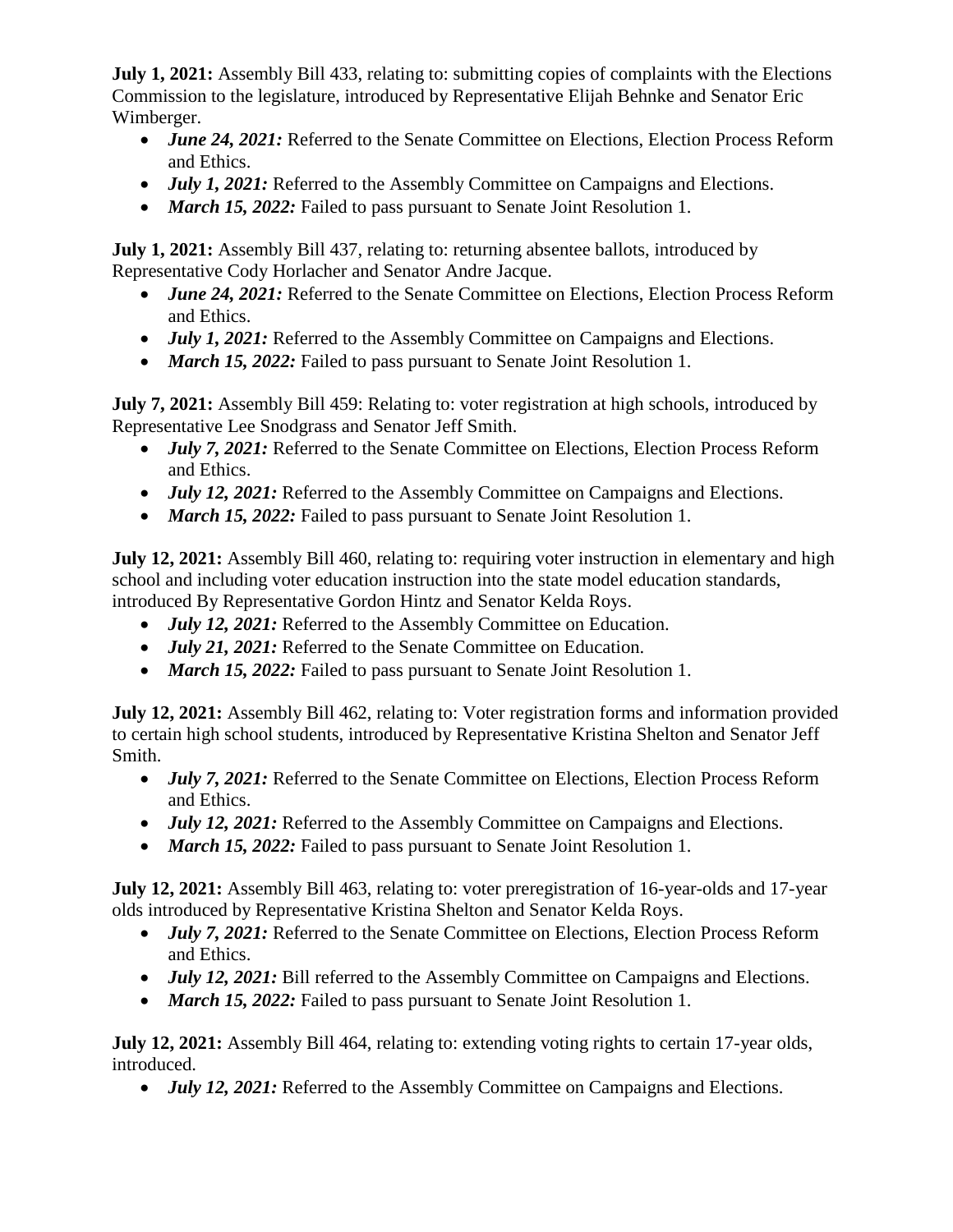**July 1, 2021:** Assembly Bill 433, relating to: submitting copies of complaints with the Elections Commission to the legislature, introduced by Representative Elijah Behnke and Senator Eric Wimberger.

- ***June 24, 2021:*** Referred to the Senate Committee on Elections, Election Process Reform and Ethics.
- ***July 1, 2021:*** Referred to the Assembly Committee on Campaigns and Elections.
- ***March 15, 2022:*** Failed to pass pursuant to Senate Joint Resolution 1.

**July 1, 2021:** Assembly Bill 437, relating to: returning absentee ballots, introduced by Representative Cody Horlacher and Senator Andre Jacque.

- ***June 24, 2021:*** Referred to the Senate Committee on Elections, Election Process Reform and Ethics.
- ***July 1, 2021:*** Referred to the Assembly Committee on Campaigns and Elections.
- ***March 15, 2022:*** Failed to pass pursuant to Senate Joint Resolution 1.

**July 7, 2021:** Assembly Bill 459: Relating to: voter registration at high schools, introduced by Representative Lee Snodgrass and Senator Jeff Smith.

- ***July 7, 2021:*** Referred to the Senate Committee on Elections, Election Process Reform and Ethics.
- ***July 12, 2021:*** Referred to the Assembly Committee on Campaigns and Elections.
- ***March 15, 2022:*** Failed to pass pursuant to Senate Joint Resolution 1.

**July 12, 2021:** Assembly Bill 460, relating to: requiring voter instruction in elementary and high school and including voter education instruction into the state model education standards, introduced By Representative Gordon Hintz and Senator Kelda Roys.

- ***July 12, 2021:*** Referred to the Assembly Committee on Education.
- ***July 21, 2021:*** Referred to the Senate Committee on Education.
- ***March 15, 2022:*** Failed to pass pursuant to Senate Joint Resolution 1.

**July 12, 2021:** Assembly Bill 462, relating to: Voter registration forms and information provided to certain high school students, introduced by Representative Kristina Shelton and Senator Jeff Smith.

- ***July 7, 2021:*** Referred to the Senate Committee on Elections, Election Process Reform and Ethics.
- ***July 12, 2021:*** Referred to the Assembly Committee on Campaigns and Elections.
- ***March 15, 2022:*** Failed to pass pursuant to Senate Joint Resolution 1.

**July 12, 2021:** Assembly Bill 463, relating to: voter preregistration of 16-year-olds and 17-year olds introduced by Representative Kristina Shelton and Senator Kelda Roys.

- ***July 7, 2021:*** Referred to the Senate Committee on Elections, Election Process Reform and Ethics.
- ***July 12, 2021:*** Bill referred to the Assembly Committee on Campaigns and Elections.
- ***March 15, 2022:*** Failed to pass pursuant to Senate Joint Resolution 1.

**July 12, 2021:** Assembly Bill 464, relating to: extending voting rights to certain 17-year olds, introduced.

- ***July 12, 2021:*** Referred to the Assembly Committee on Campaigns and Elections.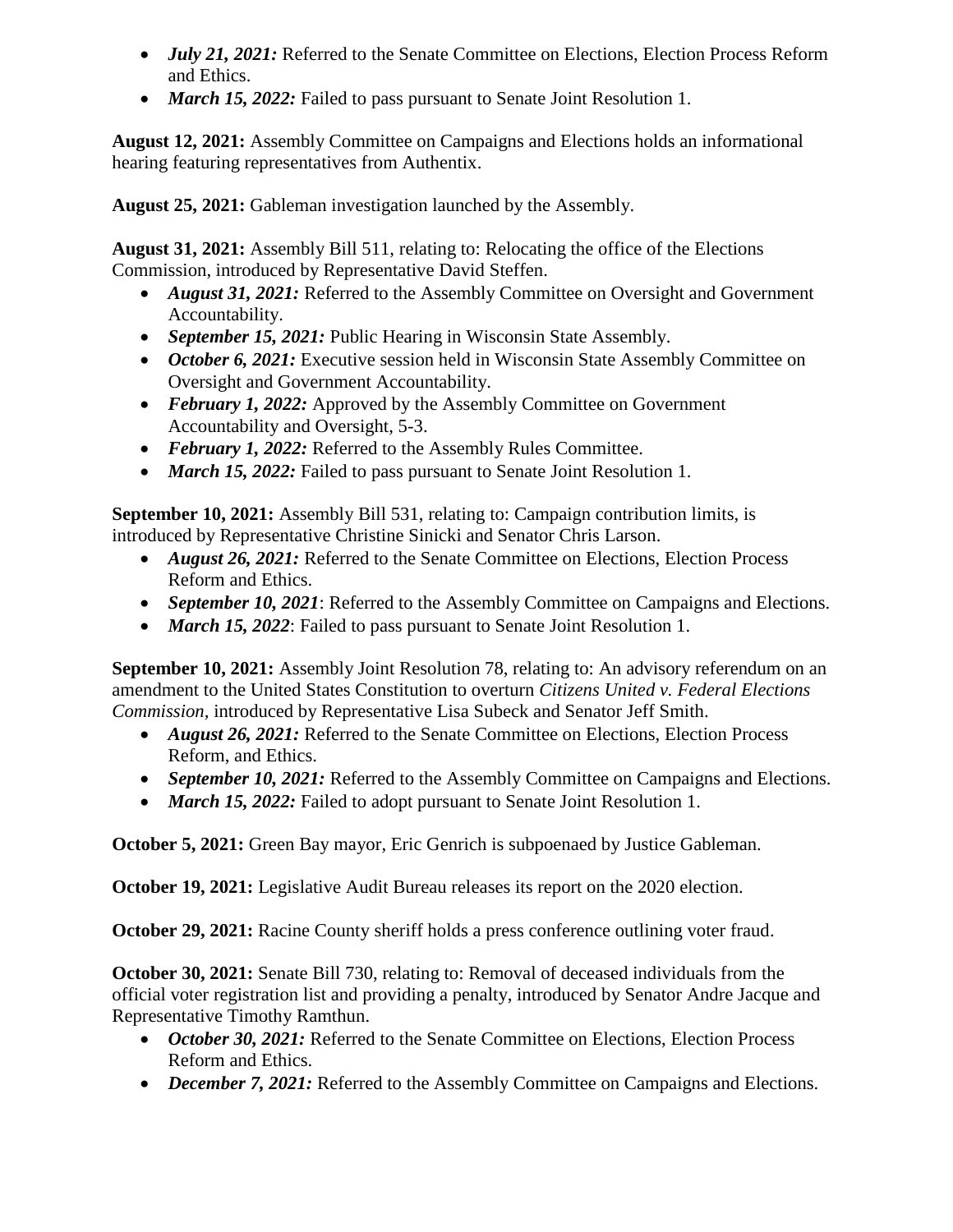- ***July 21, 2021:*** Referred to the Senate Committee on Elections, Election Process Reform and Ethics.
- ***March 15, 2022:*** Failed to pass pursuant to Senate Joint Resolution 1.

**August 12, 2021:** Assembly Committee on Campaigns and Elections holds an informational hearing featuring representatives from Authentix.

**August 25, 2021:** Gableman investigation launched by the Assembly.

**August 31, 2021:** Assembly Bill 511, relating to: Relocating the office of the Elections Commission, introduced by Representative David Steffen.

- ***August 31, 2021:*** Referred to the Assembly Committee on Oversight and Government Accountability.
- ***September 15, 2021:*** Public Hearing in Wisconsin State Assembly.
- ***October 6, 2021:*** Executive session held in Wisconsin State Assembly Committee on Oversight and Government Accountability.
- ***February 1, 2022:*** Approved by the Assembly Committee on Government Accountability and Oversight, 5-3.
- ***February 1, 2022:*** Referred to the Assembly Rules Committee.
- ***March 15, 2022:*** Failed to pass pursuant to Senate Joint Resolution 1.

**September 10, 2021:** Assembly Bill 531, relating to: Campaign contribution limits, is introduced by Representative Christine Sinicki and Senator Chris Larson.

- ***August 26, 2021:*** Referred to the Senate Committee on Elections, Election Process Reform and Ethics.
- ***September 10, 2021***: Referred to the Assembly Committee on Campaigns and Elections.
- ***March 15, 2022***: Failed to pass pursuant to Senate Joint Resolution 1.

**September 10, 2021:** Assembly Joint Resolution 78, relating to: An advisory referendum on an amendment to the United States Constitution to overturn *Citizens United v. Federal Elections Commission,* introduced by Representative Lisa Subeck and Senator Jeff Smith.

- ***August 26, 2021:*** Referred to the Senate Committee on Elections, Election Process Reform, and Ethics.
- ***September 10, 2021:*** Referred to the Assembly Committee on Campaigns and Elections.
- ***March 15, 2022:*** Failed to adopt pursuant to Senate Joint Resolution 1.

**October 5, 2021:** Green Bay mayor, Eric Genrich is subpoenaed by Justice Gableman.

**October 19, 2021:** Legislative Audit Bureau releases its report on the 2020 election.

**October 29, 2021:** Racine County sheriff holds a press conference outlining voter fraud.

**October 30, 2021:** Senate Bill 730, relating to: Removal of deceased individuals from the official voter registration list and providing a penalty, introduced by Senator Andre Jacque and Representative Timothy Ramthun.

- ***October 30, 2021:*** Referred to the Senate Committee on Elections, Election Process Reform and Ethics.
- ***December 7, 2021:*** Referred to the Assembly Committee on Campaigns and Elections.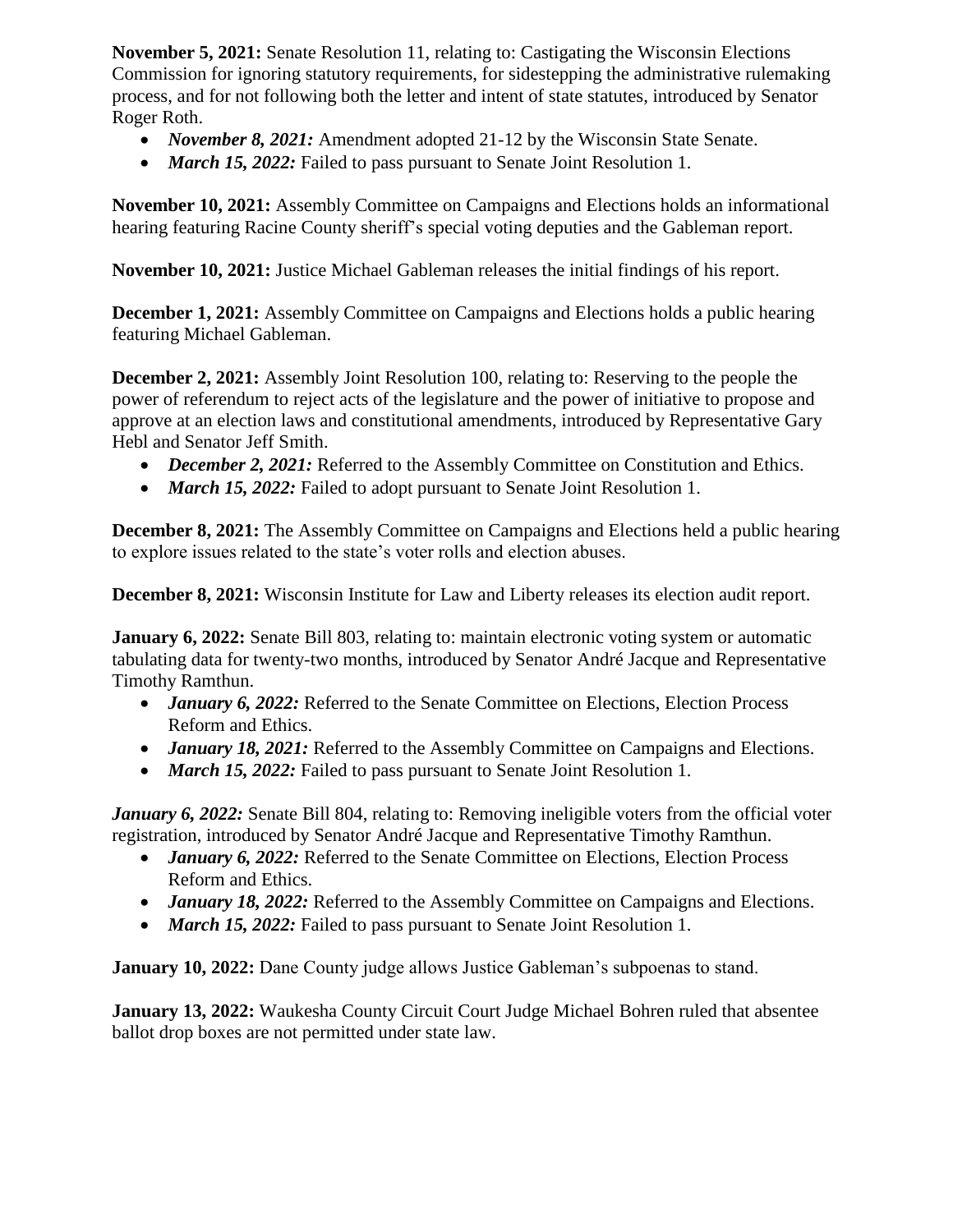**November 5, 2021:** Senate Resolution 11, relating to: Castigating the Wisconsin Elections Commission for ignoring statutory requirements, for sidestepping the administrative rulemaking process, and for not following both the letter and intent of state statutes, introduced by Senator Roger Roth.

- ***November 8, 2021:*** Amendment adopted 21-12 by the Wisconsin State Senate.
- ***March 15, 2022:*** Failed to pass pursuant to Senate Joint Resolution 1.

**November 10, 2021:** Assembly Committee on Campaigns and Elections holds an informational hearing featuring Racine County sheriff's special voting deputies and the Gableman report.

**November 10, 2021:** Justice Michael Gableman releases the initial findings of his report.

**December 1, 2021:** Assembly Committee on Campaigns and Elections holds a public hearing featuring Michael Gableman.

**December 2, 2021:** Assembly Joint Resolution 100, relating to: Reserving to the people the power of referendum to reject acts of the legislature and the power of initiative to propose and approve at an election laws and constitutional amendments, introduced by Representative Gary Hebl and Senator Jeff Smith.

- ***December 2, 2021:*** Referred to the Assembly Committee on Constitution and Ethics.
- ***March 15, 2022:*** Failed to adopt pursuant to Senate Joint Resolution 1.

**December 8, 2021:** The Assembly Committee on Campaigns and Elections held a public hearing to explore issues related to the state's voter rolls and election abuses.

**December 8, 2021:** Wisconsin Institute for Law and Liberty releases its election audit report.

**January 6, 2022:** Senate Bill 803, relating to: maintain electronic voting system or automatic tabulating data for twenty-two months, introduced by Senator André Jacque and Representative Timothy Ramthun.

- ***January 6, 2022:*** Referred to the Senate Committee on Elections, Election Process Reform and Ethics.
- ***January 18, 2021:*** Referred to the Assembly Committee on Campaigns and Elections.
- ***March 15, 2022:*** Failed to pass pursuant to Senate Joint Resolution 1.

***January 6, 2022:*** Senate Bill 804, relating to: Removing ineligible voters from the official voter registration, introduced by Senator André Jacque and Representative Timothy Ramthun.

- ***January 6, 2022:*** Referred to the Senate Committee on Elections, Election Process Reform and Ethics.
- ***January 18, 2022:*** Referred to the Assembly Committee on Campaigns and Elections.
- ***March 15, 2022:*** Failed to pass pursuant to Senate Joint Resolution 1.

**January 10, 2022:** Dane County judge allows Justice Gableman's subpoenas to stand.

**January 13, 2022:** Waukesha County Circuit Court Judge Michael Bohren ruled that absentee ballot drop boxes are not permitted under state law.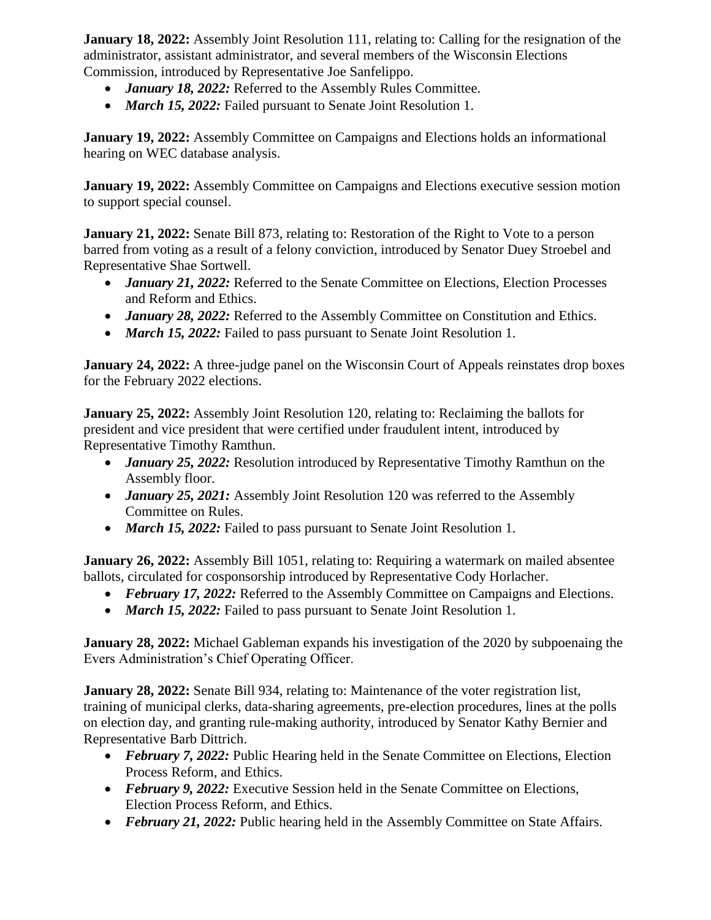**January 18, 2022:** Assembly Joint Resolution 111, relating to: Calling for the resignation of the administrator, assistant administrator, and several members of the Wisconsin Elections Commission, introduced by Representative Joe Sanfelippo.

- ***January 18, 2022:*** Referred to the Assembly Rules Committee.
- ***March 15, 2022:*** Failed pursuant to Senate Joint Resolution 1.

**January 19, 2022:** Assembly Committee on Campaigns and Elections holds an informational hearing on WEC database analysis.

**January 19, 2022:** Assembly Committee on Campaigns and Elections executive session motion to support special counsel.

**January 21, 2022:** Senate Bill 873, relating to: Restoration of the Right to Vote to a person barred from voting as a result of a felony conviction, introduced by Senator Duey Stroebel and Representative Shae Sortwell.

- ***January 21, 2022:*** Referred to the Senate Committee on Elections, Election Processes and Reform and Ethics.
- ***January 28, 2022:*** Referred to the Assembly Committee on Constitution and Ethics.
- ***March 15, 2022:*** Failed to pass pursuant to Senate Joint Resolution 1.

**January 24, 2022:** A three-judge panel on the Wisconsin Court of Appeals reinstates drop boxes for the February 2022 elections.

**January 25, 2022:** Assembly Joint Resolution 120, relating to: Reclaiming the ballots for president and vice president that were certified under fraudulent intent, introduced by Representative Timothy Ramthun.

- ***January 25, 2022:*** Resolution introduced by Representative Timothy Ramthun on the Assembly floor.
- ***January 25, 2021:*** Assembly Joint Resolution 120 was referred to the Assembly Committee on Rules.
- ***March 15, 2022:*** Failed to pass pursuant to Senate Joint Resolution 1.

**January 26, 2022:** Assembly Bill 1051, relating to: Requiring a watermark on mailed absentee ballots, circulated for cosponsorship introduced by Representative Cody Horlacher.

- ***February 17, 2022:*** Referred to the Assembly Committee on Campaigns and Elections.
- ***March 15, 2022:*** Failed to pass pursuant to Senate Joint Resolution 1.

**January 28, 2022:** Michael Gableman expands his investigation of the 2020 by subpoenaing the Evers Administration's Chief Operating Officer.

**January 28, 2022:** Senate Bill 934, relating to: Maintenance of the voter registration list, training of municipal clerks, data-sharing agreements, pre-election procedures, lines at the polls on election day, and granting rule-making authority, introduced by Senator Kathy Bernier and Representative Barb Dittrich.

- ***February 7, 2022:*** Public Hearing held in the Senate Committee on Elections, Election Process Reform, and Ethics.
- ***February 9, 2022:*** Executive Session held in the Senate Committee on Elections, Election Process Reform, and Ethics.
- ***February 21, 2022:*** Public hearing held in the Assembly Committee on State Affairs.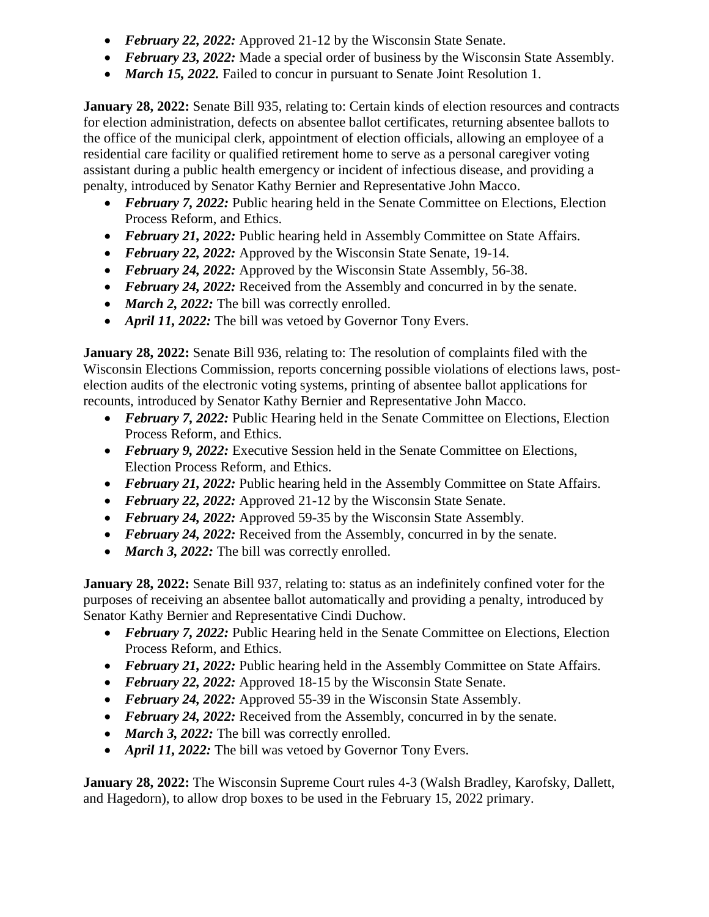- ***February 22, 2022:*** Approved 21-12 by the Wisconsin State Senate.
- ***February 23, 2022:*** Made a special order of business by the Wisconsin State Assembly.
- ***March 15, 2022.*** Failed to concur in pursuant to Senate Joint Resolution 1.

**January 28, 2022:** Senate Bill 935, relating to: Certain kinds of election resources and contracts for election administration, defects on absentee ballot certificates, returning absentee ballots to the office of the municipal clerk, appointment of election officials, allowing an employee of a residential care facility or qualified retirement home to serve as a personal caregiver voting assistant during a public health emergency or incident of infectious disease, and providing a penalty, introduced by Senator Kathy Bernier and Representative John Macco.

- ***February 7, 2022:*** Public hearing held in the Senate Committee on Elections, Election Process Reform, and Ethics.
- ***February 21, 2022:*** Public hearing held in Assembly Committee on State Affairs.
- ***February 22, 2022:*** Approved by the Wisconsin State Senate, 19-14.
- ***February 24, 2022:*** Approved by the Wisconsin State Assembly, 56-38.
- ***February 24, 2022:*** Received from the Assembly and concurred in by the senate.
- ***March 2, 2022:*** The bill was correctly enrolled.
- ***April 11, 2022:*** The bill was vetoed by Governor Tony Evers.

**January 28, 2022:** Senate Bill 936, relating to: The resolution of complaints filed with the Wisconsin Elections Commission, reports concerning possible violations of elections laws, post-election audits of the electronic voting systems, printing of absentee ballot applications for recounts, introduced by Senator Kathy Bernier and Representative John Macco.

- ***February 7, 2022:*** Public Hearing held in the Senate Committee on Elections, Election Process Reform, and Ethics.
- ***February 9, 2022:*** Executive Session held in the Senate Committee on Elections, Election Process Reform, and Ethics.
- ***February 21, 2022:*** Public hearing held in the Assembly Committee on State Affairs.
- ***February 22, 2022:*** Approved 21-12 by the Wisconsin State Senate.
- ***February 24, 2022:*** Approved 59-35 by the Wisconsin State Assembly.
- ***February 24, 2022:*** Received from the Assembly, concurred in by the senate.
- ***March 3, 2022:*** The bill was correctly enrolled.

**January 28, 2022:** Senate Bill 937, relating to: status as an indefinitely confined voter for the purposes of receiving an absentee ballot automatically and providing a penalty, introduced by Senator Kathy Bernier and Representative Cindi Duchow.

- ***February 7, 2022:*** Public Hearing held in the Senate Committee on Elections, Election Process Reform, and Ethics.
- ***February 21, 2022:*** Public hearing held in the Assembly Committee on State Affairs.
- ***February 22, 2022:*** Approved 18-15 by the Wisconsin State Senate.
- ***February 24, 2022:*** Approved 55-39 in the Wisconsin State Assembly.
- ***February 24, 2022:*** Received from the Assembly, concurred in by the senate.
- ***March 3, 2022:*** The bill was correctly enrolled.
- ***April 11, 2022:*** The bill was vetoed by Governor Tony Evers.

**January 28, 2022:** The Wisconsin Supreme Court rules 4-3 (Walsh Bradley, Karofsky, Dallett, and Hagedorn), to allow drop boxes to be used in the February 15, 2022 primary.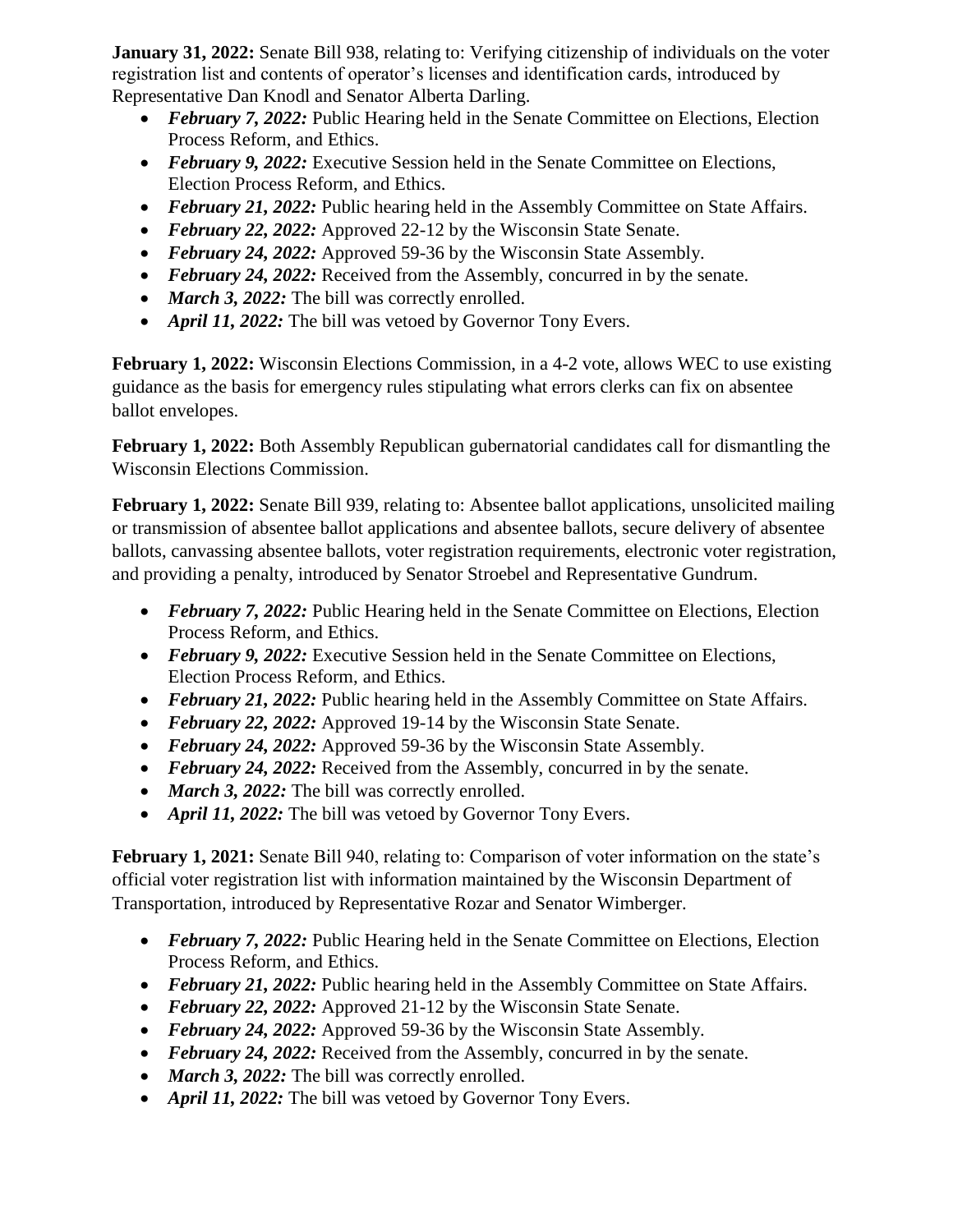**January 31, 2022:** Senate Bill 938, relating to: Verifying citizenship of individuals on the voter registration list and contents of operator's licenses and identification cards, introduced by Representative Dan Knodl and Senator Alberta Darling.

- ***February 7, 2022:*** Public Hearing held in the Senate Committee on Elections, Election Process Reform, and Ethics.
- ***February 9, 2022:*** Executive Session held in the Senate Committee on Elections, Election Process Reform, and Ethics.
- ***February 21, 2022:*** Public hearing held in the Assembly Committee on State Affairs.
- ***February 22, 2022:*** Approved 22-12 by the Wisconsin State Senate.
- ***February 24, 2022:*** Approved 59-36 by the Wisconsin State Assembly.
- ***February 24, 2022:*** Received from the Assembly, concurred in by the senate.
- ***March 3, 2022:*** The bill was correctly enrolled.
- ***April 11, 2022:*** The bill was vetoed by Governor Tony Evers.

**February 1, 2022:** Wisconsin Elections Commission, in a 4-2 vote, allows WEC to use existing guidance as the basis for emergency rules stipulating what errors clerks can fix on absentee ballot envelopes.

**February 1, 2022:** Both Assembly Republican gubernatorial candidates call for dismantling the Wisconsin Elections Commission.

**February 1, 2022:** Senate Bill 939, relating to: Absentee ballot applications, unsolicited mailing or transmission of absentee ballot applications and absentee ballots, secure delivery of absentee ballots, canvassing absentee ballots, voter registration requirements, electronic voter registration, and providing a penalty, introduced by Senator Stroebel and Representative Gundrum.

- ***February 7, 2022:*** Public Hearing held in the Senate Committee on Elections, Election Process Reform, and Ethics.
- ***February 9, 2022:*** Executive Session held in the Senate Committee on Elections, Election Process Reform, and Ethics.
- ***February 21, 2022:*** Public hearing held in the Assembly Committee on State Affairs.
- ***February 22, 2022:*** Approved 19-14 by the Wisconsin State Senate.
- ***February 24, 2022:*** Approved 59-36 by the Wisconsin State Assembly.
- ***February 24, 2022:*** Received from the Assembly, concurred in by the senate.
- ***March 3, 2022:*** The bill was correctly enrolled.
- ***April 11, 2022:*** The bill was vetoed by Governor Tony Evers.

**February 1, 2021:** Senate Bill 940, relating to: Comparison of voter information on the state's official voter registration list with information maintained by the Wisconsin Department of Transportation, introduced by Representative Rozar and Senator Wimberger.

- ***February 7, 2022:*** Public Hearing held in the Senate Committee on Elections, Election Process Reform, and Ethics.
- ***February 21, 2022:*** Public hearing held in the Assembly Committee on State Affairs.
- ***February 22, 2022:*** Approved 21-12 by the Wisconsin State Senate.
- ***February 24, 2022:*** Approved 59-36 by the Wisconsin State Assembly.
- ***February 24, 2022:*** Received from the Assembly, concurred in by the senate.
- ***March 3, 2022:*** The bill was correctly enrolled.
- ***April 11, 2022:*** The bill was vetoed by Governor Tony Evers.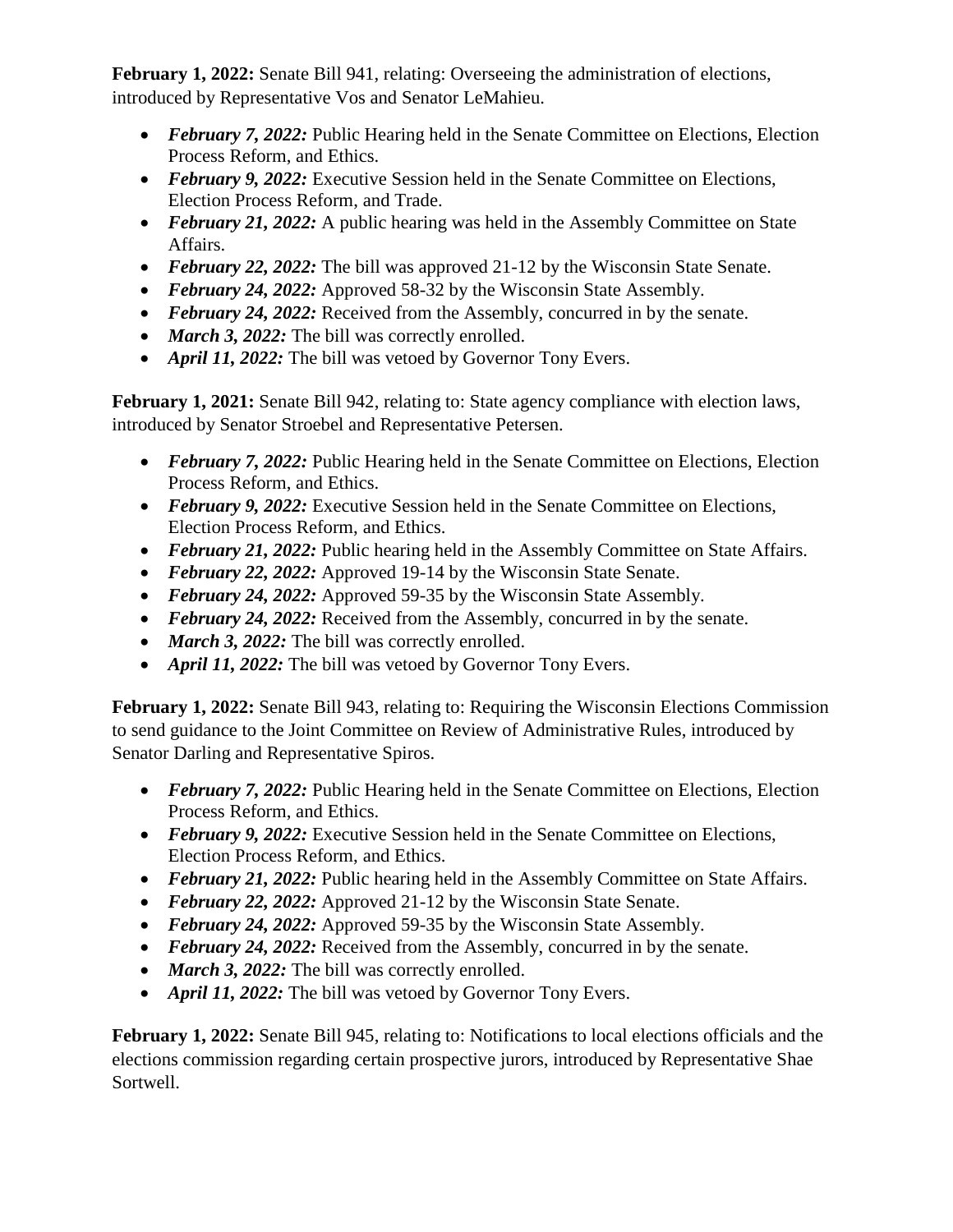**February 1, 2022:** Senate Bill 941, relating: Overseeing the administration of elections, introduced by Representative Vos and Senator LeMahieu.

- ***February 7, 2022:*** Public Hearing held in the Senate Committee on Elections, Election Process Reform, and Ethics.
- ***February 9, 2022:*** Executive Session held in the Senate Committee on Elections, Election Process Reform, and Trade.
- ***February 21, 2022:*** A public hearing was held in the Assembly Committee on State Affairs.
- ***February 22, 2022:*** The bill was approved 21-12 by the Wisconsin State Senate.
- ***February 24, 2022:*** Approved 58-32 by the Wisconsin State Assembly.
- ***February 24, 2022:*** Received from the Assembly, concurred in by the senate.
- ***March 3, 2022:*** The bill was correctly enrolled.
- ***April 11, 2022:*** The bill was vetoed by Governor Tony Evers.

**February 1, 2021:** Senate Bill 942, relating to: State agency compliance with election laws, introduced by Senator Stroebel and Representative Petersen.

- ***February 7, 2022:*** Public Hearing held in the Senate Committee on Elections, Election Process Reform, and Ethics.
- ***February 9, 2022:*** Executive Session held in the Senate Committee on Elections, Election Process Reform, and Ethics.
- ***February 21, 2022:*** Public hearing held in the Assembly Committee on State Affairs.
- ***February 22, 2022:*** Approved 19-14 by the Wisconsin State Senate.
- ***February 24, 2022:*** Approved 59-35 by the Wisconsin State Assembly.
- ***February 24, 2022:*** Received from the Assembly, concurred in by the senate.
- ***March 3, 2022:*** The bill was correctly enrolled.
- ***April 11, 2022:*** The bill was vetoed by Governor Tony Evers.

**February 1, 2022:** Senate Bill 943, relating to: Requiring the Wisconsin Elections Commission to send guidance to the Joint Committee on Review of Administrative Rules, introduced by Senator Darling and Representative Spiros.

- ***February 7, 2022:*** Public Hearing held in the Senate Committee on Elections, Election Process Reform, and Ethics.
- ***February 9, 2022:*** Executive Session held in the Senate Committee on Elections, Election Process Reform, and Ethics.
- ***February 21, 2022:*** Public hearing held in the Assembly Committee on State Affairs.
- ***February 22, 2022:*** Approved 21-12 by the Wisconsin State Senate.
- ***February 24, 2022:*** Approved 59-35 by the Wisconsin State Assembly.
- ***February 24, 2022:*** Received from the Assembly, concurred in by the senate.
- ***March 3, 2022:*** The bill was correctly enrolled.
- ***April 11, 2022:*** The bill was vetoed by Governor Tony Evers.

**February 1, 2022:** Senate Bill 945, relating to: Notifications to local elections officials and the elections commission regarding certain prospective jurors, introduced by Representative Shae Sortwell.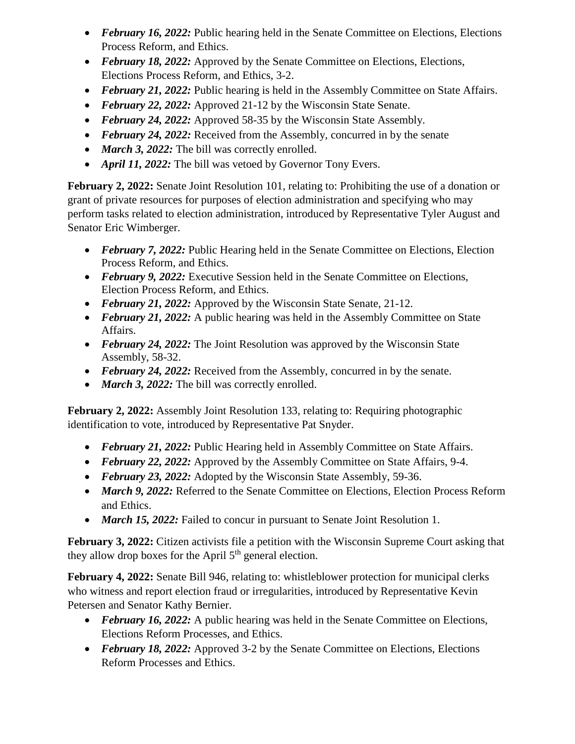- ***February 16, 2022:*** Public hearing held in the Senate Committee on Elections, Elections Process Reform, and Ethics.
- ***February 18, 2022:*** Approved by the Senate Committee on Elections, Elections, Elections Process Reform, and Ethics, 3-2.
- ***February 21, 2022:*** Public hearing is held in the Assembly Committee on State Affairs.
- ***February 22, 2022:*** Approved 21-12 by the Wisconsin State Senate.
- ***February 24, 2022:*** Approved 58-35 by the Wisconsin State Assembly.
- ***February 24, 2022:*** Received from the Assembly, concurred in by the senate
- ***March 3, 2022:*** The bill was correctly enrolled.
- ***April 11, 2022:*** The bill was vetoed by Governor Tony Evers.

**February 2, 2022:** Senate Joint Resolution 101, relating to: Prohibiting the use of a donation or grant of private resources for purposes of election administration and specifying who may perform tasks related to election administration, introduced by Representative Tyler August and Senator Eric Wimberger.

- ***February 7, 2022:*** Public Hearing held in the Senate Committee on Elections, Election Process Reform, and Ethics.
- ***February 9, 2022:*** Executive Session held in the Senate Committee on Elections, Election Process Reform, and Ethics.
- ***February 21, 2022:*** Approved by the Wisconsin State Senate, 21-12.
- ***February 21, 2022:*** A public hearing was held in the Assembly Committee on State Affairs.
- ***February 24, 2022:*** The Joint Resolution was approved by the Wisconsin State Assembly, 58-32.
- ***February 24, 2022:*** Received from the Assembly, concurred in by the senate.
- ***March 3, 2022:*** The bill was correctly enrolled.

**February 2, 2022:** Assembly Joint Resolution 133, relating to: Requiring photographic identification to vote, introduced by Representative Pat Snyder.

- ***February 21, 2022:*** Public Hearing held in Assembly Committee on State Affairs.
- ***February 22, 2022:*** Approved by the Assembly Committee on State Affairs, 9-4.
- ***February 23, 2022:*** Adopted by the Wisconsin State Assembly, 59-36.
- ***March 9, 2022:*** Referred to the Senate Committee on Elections, Election Process Reform and Ethics.
- ***March 15, 2022:*** Failed to concur in pursuant to Senate Joint Resolution 1.

**February 3, 2022:** Citizen activists file a petition with the Wisconsin Supreme Court asking that they allow drop boxes for the April 5th general election.

**February 4, 2022:** Senate Bill 946, relating to: whistleblower protection for municipal clerks who witness and report election fraud or irregularities, introduced by Representative Kevin Petersen and Senator Kathy Bernier.

- ***February 16, 2022:*** A public hearing was held in the Senate Committee on Elections, Elections Reform Processes, and Ethics.
- ***February 18, 2022:*** Approved 3-2 by the Senate Committee on Elections, Elections Reform Processes and Ethics.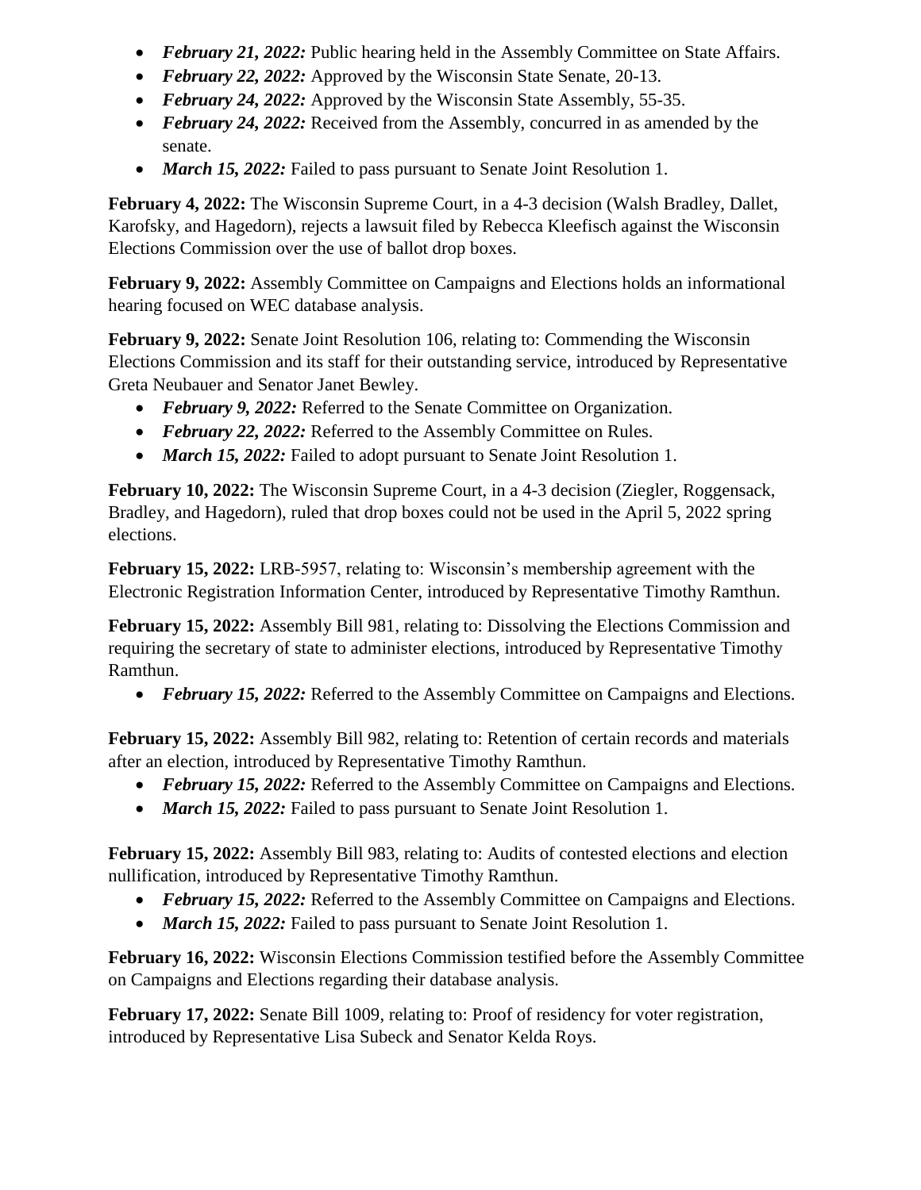- ***February 21, 2022:*** Public hearing held in the Assembly Committee on State Affairs.
- ***February 22, 2022:*** Approved by the Wisconsin State Senate, 20-13.
- ***February 24, 2022:*** Approved by the Wisconsin State Assembly, 55-35.
- ***February 24, 2022:*** Received from the Assembly, concurred in as amended by the senate.
- ***March 15, 2022:*** Failed to pass pursuant to Senate Joint Resolution 1.

**February 4, 2022:** The Wisconsin Supreme Court, in a 4-3 decision (Walsh Bradley, Dallet, Karofsky, and Hagedorn), rejects a lawsuit filed by Rebecca Kleefisch against the Wisconsin Elections Commission over the use of ballot drop boxes.

**February 9, 2022:** Assembly Committee on Campaigns and Elections holds an informational hearing focused on WEC database analysis.

**February 9, 2022:** Senate Joint Resolution 106, relating to: Commending the Wisconsin Elections Commission and its staff for their outstanding service, introduced by Representative Greta Neubauer and Senator Janet Bewley.

- ***February 9, 2022:*** Referred to the Senate Committee on Organization.
- ***February 22, 2022:*** Referred to the Assembly Committee on Rules.
- ***March 15, 2022:*** Failed to adopt pursuant to Senate Joint Resolution 1.

**February 10, 2022:** The Wisconsin Supreme Court, in a 4-3 decision (Ziegler, Roggensack, Bradley, and Hagedorn), ruled that drop boxes could not be used in the April 5, 2022 spring elections.

**February 15, 2022:** LRB-5957, relating to: Wisconsin's membership agreement with the Electronic Registration Information Center, introduced by Representative Timothy Ramthun.

**February 15, 2022:** Assembly Bill 981, relating to: Dissolving the Elections Commission and requiring the secretary of state to administer elections, introduced by Representative Timothy Ramthun.

- ***February 15, 2022:*** Referred to the Assembly Committee on Campaigns and Elections.

**February 15, 2022:** Assembly Bill 982, relating to: Retention of certain records and materials after an election, introduced by Representative Timothy Ramthun.

- ***February 15, 2022:*** Referred to the Assembly Committee on Campaigns and Elections.
- ***March 15, 2022:*** Failed to pass pursuant to Senate Joint Resolution 1.

**February 15, 2022:** Assembly Bill 983, relating to: Audits of contested elections and election nullification, introduced by Representative Timothy Ramthun.

- ***February 15, 2022:*** Referred to the Assembly Committee on Campaigns and Elections.
- ***March 15, 2022:*** Failed to pass pursuant to Senate Joint Resolution 1.

**February 16, 2022:** Wisconsin Elections Commission testified before the Assembly Committee on Campaigns and Elections regarding their database analysis.

**February 17, 2022:** Senate Bill 1009, relating to: Proof of residency for voter registration, introduced by Representative Lisa Subeck and Senator Kelda Roys.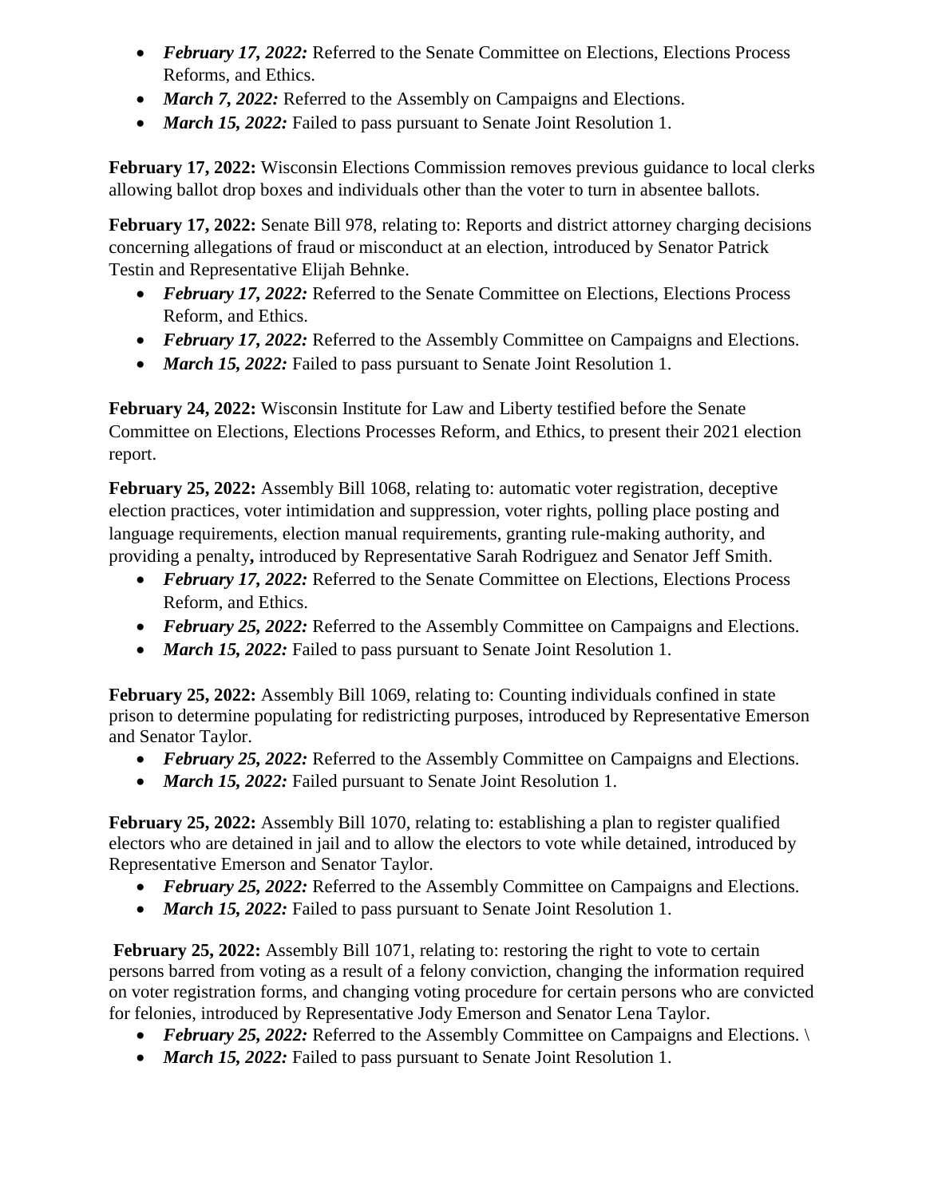- ***February 17, 2022:*** Referred to the Senate Committee on Elections, Elections Process Reforms, and Ethics.
- ***March 7, 2022:*** Referred to the Assembly on Campaigns and Elections.
- ***March 15, 2022:*** Failed to pass pursuant to Senate Joint Resolution 1.

**February 17, 2022:** Wisconsin Elections Commission removes previous guidance to local clerks allowing ballot drop boxes and individuals other than the voter to turn in absentee ballots.

**February 17, 2022:** Senate Bill 978, relating to: Reports and district attorney charging decisions concerning allegations of fraud or misconduct at an election, introduced by Senator Patrick Testin and Representative Elijah Behnke.

- ***February 17, 2022:*** Referred to the Senate Committee on Elections, Elections Process Reform, and Ethics.
- ***February 17, 2022:*** Referred to the Assembly Committee on Campaigns and Elections.
- ***March 15, 2022:*** Failed to pass pursuant to Senate Joint Resolution 1.

**February 24, 2022:** Wisconsin Institute for Law and Liberty testified before the Senate Committee on Elections, Elections Processes Reform, and Ethics, to present their 2021 election report.

**February 25, 2022:** Assembly Bill 1068, relating to: automatic voter registration, deceptive election practices, voter intimidation and suppression, voter rights, polling place posting and language requirements, election manual requirements, granting rule-making authority, and providing a penalty**,** introduced by Representative Sarah Rodriguez and Senator Jeff Smith.

- ***February 17, 2022:*** Referred to the Senate Committee on Elections, Elections Process Reform, and Ethics.
- ***February 25, 2022:*** Referred to the Assembly Committee on Campaigns and Elections.
- ***March 15, 2022:*** Failed to pass pursuant to Senate Joint Resolution 1.

**February 25, 2022:** Assembly Bill 1069, relating to: Counting individuals confined in state prison to determine populating for redistricting purposes, introduced by Representative Emerson and Senator Taylor.

- ***February 25, 2022:*** Referred to the Assembly Committee on Campaigns and Elections.
- ***March 15, 2022:*** Failed pursuant to Senate Joint Resolution 1.

**February 25, 2022:** Assembly Bill 1070, relating to: establishing a plan to register qualified electors who are detained in jail and to allow the electors to vote while detained, introduced by Representative Emerson and Senator Taylor.

- ***February 25, 2022:*** Referred to the Assembly Committee on Campaigns and Elections.
- ***March 15, 2022:*** Failed to pass pursuant to Senate Joint Resolution 1.

**February 25, 2022:** Assembly Bill 1071, relating to: restoring the right to vote to certain persons barred from voting as a result of a felony conviction, changing the information required on voter registration forms, and changing voting procedure for certain persons who are convicted for felonies, introduced by Representative Jody Emerson and Senator Lena Taylor.

- ***February 25, 2022:*** Referred to the Assembly Committee on Campaigns and Elections. \
- ***March 15, 2022:*** Failed to pass pursuant to Senate Joint Resolution 1.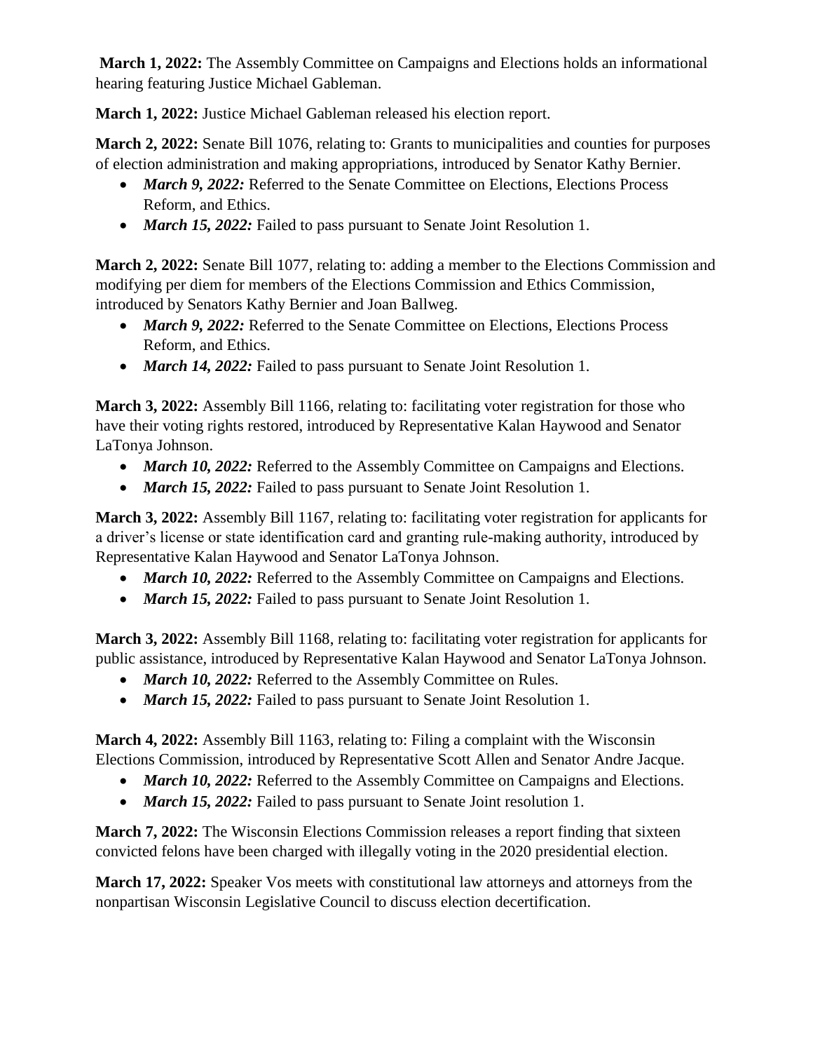**March 1, 2022:** The Assembly Committee on Campaigns and Elections holds an informational hearing featuring Justice Michael Gableman.

**March 1, 2022:** Justice Michael Gableman released his election report.

**March 2, 2022:** Senate Bill 1076, relating to: Grants to municipalities and counties for purposes of election administration and making appropriations, introduced by Senator Kathy Bernier.

- ***March 9, 2022:*** Referred to the Senate Committee on Elections, Elections Process Reform, and Ethics.
- ***March 15, 2022:*** Failed to pass pursuant to Senate Joint Resolution 1.

**March 2, 2022:** Senate Bill 1077, relating to: adding a member to the Elections Commission and modifying per diem for members of the Elections Commission and Ethics Commission, introduced by Senators Kathy Bernier and Joan Ballweg.

- ***March 9, 2022:*** Referred to the Senate Committee on Elections, Elections Process Reform, and Ethics.
- ***March 14, 2022:*** Failed to pass pursuant to Senate Joint Resolution 1.

**March 3, 2022:** Assembly Bill 1166, relating to: facilitating voter registration for those who have their voting rights restored, introduced by Representative Kalan Haywood and Senator LaTonya Johnson.

- ***March 10, 2022:*** Referred to the Assembly Committee on Campaigns and Elections.
- ***March 15, 2022:*** Failed to pass pursuant to Senate Joint Resolution 1.

**March 3, 2022:** Assembly Bill 1167, relating to: facilitating voter registration for applicants for a driver's license or state identification card and granting rule-making authority, introduced by Representative Kalan Haywood and Senator LaTonya Johnson.

- ***March 10, 2022:*** Referred to the Assembly Committee on Campaigns and Elections.
- ***March 15, 2022:*** Failed to pass pursuant to Senate Joint Resolution 1.

**March 3, 2022:** Assembly Bill 1168, relating to: facilitating voter registration for applicants for public assistance, introduced by Representative Kalan Haywood and Senator LaTonya Johnson.

- ***March 10, 2022:*** Referred to the Assembly Committee on Rules.
- ***March 15, 2022:*** Failed to pass pursuant to Senate Joint Resolution 1.

**March 4, 2022:** Assembly Bill 1163, relating to: Filing a complaint with the Wisconsin Elections Commission, introduced by Representative Scott Allen and Senator Andre Jacque.

- ***March 10, 2022:*** Referred to the Assembly Committee on Campaigns and Elections.
- ***March 15, 2022:*** Failed to pass pursuant to Senate Joint resolution 1.

**March 7, 2022:** The Wisconsin Elections Commission releases a report finding that sixteen convicted felons have been charged with illegally voting in the 2020 presidential election.

**March 17, 2022:** Speaker Vos meets with constitutional law attorneys and attorneys from the nonpartisan Wisconsin Legislative Council to discuss election decertification.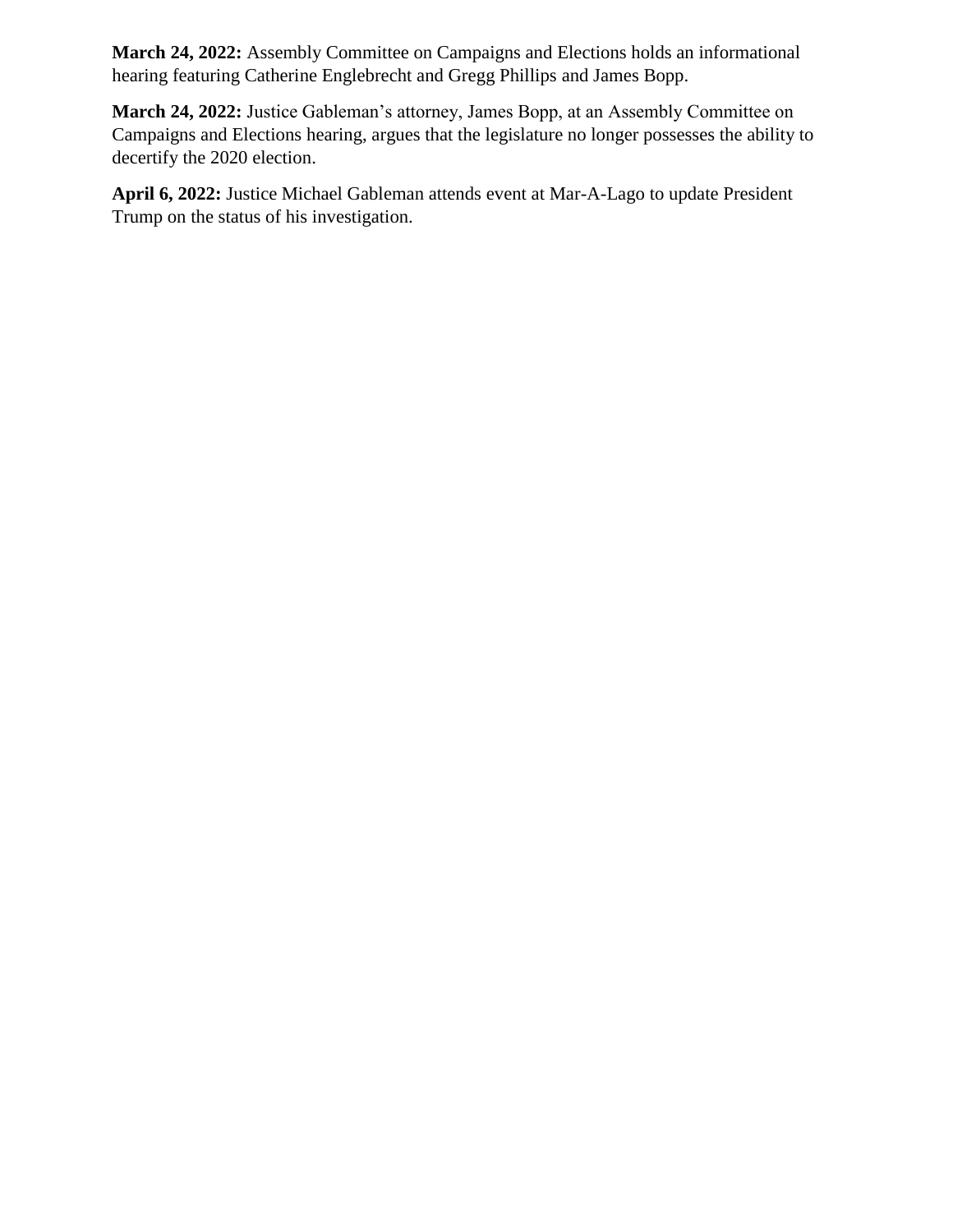**March 24, 2022:** Assembly Committee on Campaigns and Elections holds an informational hearing featuring Catherine Englebrecht and Gregg Phillips and James Bopp.

**March 24, 2022:** Justice Gableman's attorney, James Bopp, at an Assembly Committee on Campaigns and Elections hearing, argues that the legislature no longer possesses the ability to decertify the 2020 election.

**April 6, 2022:** Justice Michael Gableman attends event at Mar-A-Lago to update President Trump on the status of his investigation.